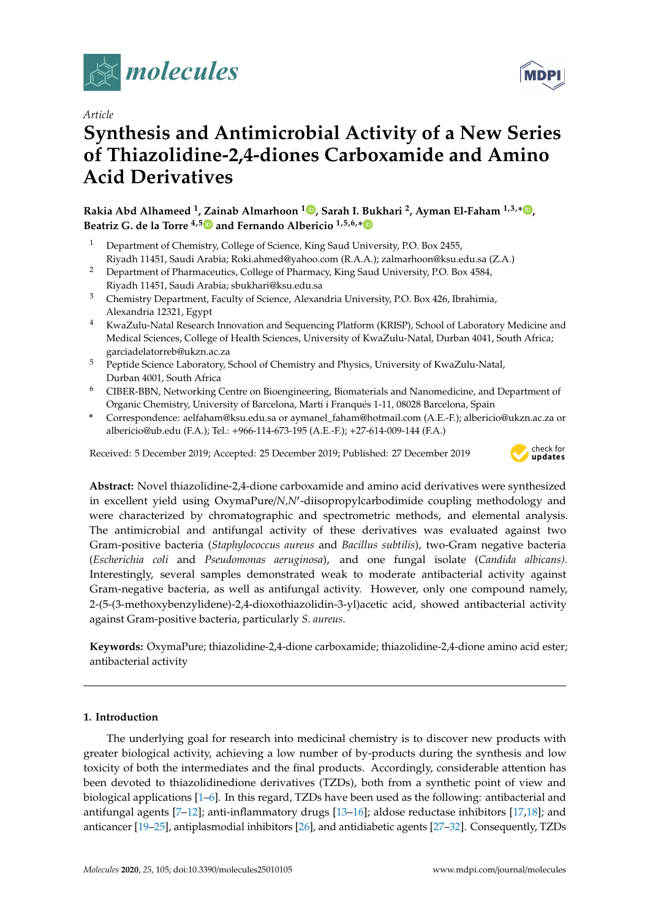*Article*

# Synthesis and Antimicrobial Activity of a New Series of Thiazolidine-2,4-diones Carboxamide and Amino Acid Derivatives

**Rakia Abd Alhameed [1], Zainab Almarhoon [1], Sarah I. Bukhari [2], Ayman El-Faham [1,3,*], Beatriz G. de la Torre [4,5] and Fernando Albericio [1,5,6,*]**

[1] Department of Chemistry, College of Science, King Saud University, P.O. Box 2455, Riyadh 11451, Saudi Arabia; Roki.ahmed@yahoo.com (R.A.A.); zalmarhoon@ksu.edu.sa (Z.A.)

[2] Department of Pharmaceutics, College of Pharmacy, King Saud University, P.O. Box 4584, Riyadh 11451, Saudi Arabia; sbukhari@ksu.edu.sa

[3] Chemistry Department, Faculty of Science, Alexandria University, P.O. Box 426, Ibrahimia, Alexandria 12321, Egypt

[4] KwaZulu-Natal Research Innovation and Sequencing Platform (KRISP), School of Laboratory Medicine and Medical Sciences, College of Health Sciences, University of KwaZulu-Natal, Durban 4041, South Africa; garciadelatorreb@ukzn.ac.za

[5] Peptide Science Laboratory, School of Chemistry and Physics, University of KwaZulu-Natal, Durban 4001, South Africa

[6] CIBER-BBN, Networking Centre on Bioengineering, Biomaterials and Nanomedicine, and Department of Organic Chemistry, University of Barcelona, Martí i Franqués 1-11, 08028 Barcelona, Spain

\* Correspondence: aelfaham@ksu.edu.sa or aymanel_faham@hotmail.com (A.E.-F.); albericio@ukzn.ac.za or albericio@ub.edu (F.A.); Tel.: +966-114-673-195 (A.E.-F.); +27-614-009-144 (F.A.)

Received: 5 December 2019; Accepted: 25 December 2019; Published: 27 December 2019

**Abstract:** Novel thiazolidine-2,4-dione carboxamide and amino acid derivatives were synthesized in excellent yield using OxymaPure/*N*,*N*′-diisopropylcarbodimide coupling methodology and were characterized by chromatographic and spectrometric methods, and elemental analysis. The antimicrobial and antifungal activity of these derivatives was evaluated against two Gram-positive bacteria (*Staphylococcus aureus* and *Bacillus subtilis*), two-Gram negative bacteria (*Escherichia coli* and *Pseudomonas aeruginosa*), and one fungal isolate (*Candida albicans).* Interestingly, several samples demonstrated weak to moderate antibacterial activity against Gram-negative bacteria, as well as antifungal activity. However, only one compound namely, 2-(5-(3-methoxybenzylidene)-2,4-dioxothiazolidin-3-yl)acetic acid, showed antibacterial activity against Gram-positive bacteria, particularly *S. aureus*.

**Keywords:** OxymaPure; thiazolidine-2,4-dione carboxamide; thiazolidine-2,4-dione amino acid ester; antibacterial activity

## 1. Introduction

The underlying goal for research into medicinal chemistry is to discover new products with greater biological activity, achieving a low number of by-products during the synthesis and low toxicity of both the intermediates and the final products. Accordingly, considerable attention has been devoted to thiazolidinedione derivatives (TZDs), both from a synthetic point of view and biological applications [1–6]. In this regard, TZDs have been used as the following: antibacterial and antifungal agents [7–12]; anti-inflammatory drugs [13–16]; aldose reductase inhibitors [17,18]; and anticancer [19–25], antiplasmodial inhibitors [26], and antidiabetic agents [27–32]. Consequently, TZDs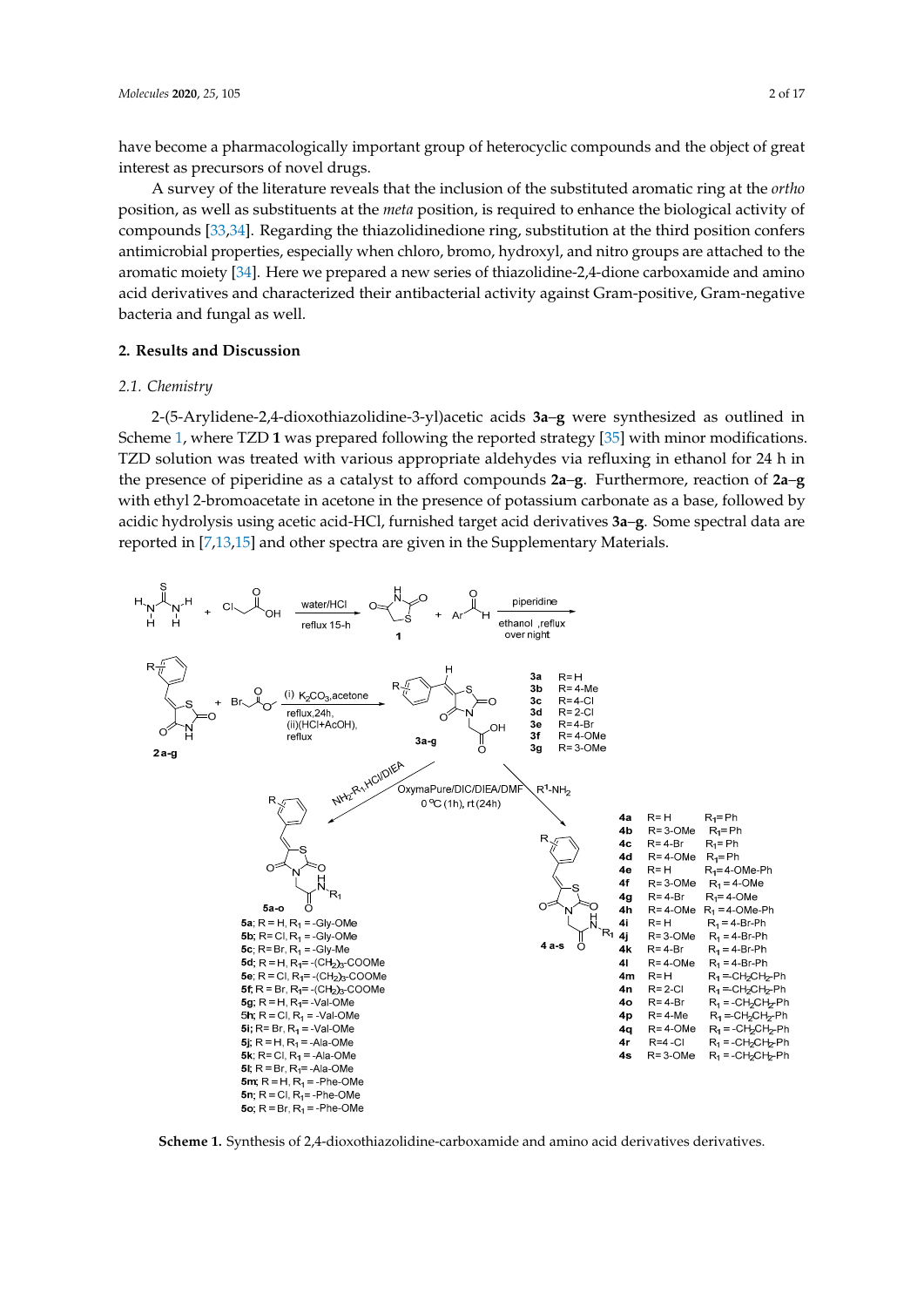have become a pharmacologically important group of heterocyclic compounds and the object of great interest as precursors of novel drugs.

A survey of the literature reveals that the inclusion of the substituted aromatic ring at the *ortho* position, as well as substituents at the *meta* position, is required to enhance the biological activity of compounds [33,34]. Regarding the thiazolidinedione ring, substitution at the third position confers antimicrobial properties, especially when chloro, bromo, hydroxyl, and nitro groups are attached to the aromatic moiety [34]. Here we prepared a new series of thiazolidine-2,4-dione carboxamide and amino acid derivatives and characterized their antibacterial activity against Gram-positive, Gram-negative bacteria and fungal as well.

## 2. Results and Discussion

### 2.1. Chemistry

2-(5-Arylidene-2,4-dioxothiazolidine-3-yl)acetic acids **3a**–**g** were synthesized as outlined in Scheme 1, where TZD **1** was prepared following the reported strategy [35] with minor modifications. TZD solution was treated with various appropriate aldehydes via refluxing in ethanol for 24 h in the presence of piperidine as a catalyst to afford compounds **2a**–**g**. Furthermore, reaction of **2a**–**g** with ethyl 2-bromoacetate in acetone in the presence of potassium carbonate as a base, followed by acidic hydrolysis using acetic acid-HCl, furnished target acid derivatives **3a**–**g**. Some spectral data are reported in [7,13,15] and other spectra are given in the Supplementary Materials.

**Scheme 1.** Synthesis of 2,4-dioxothiazolidine-carboxamide and amino acid derivatives derivatives.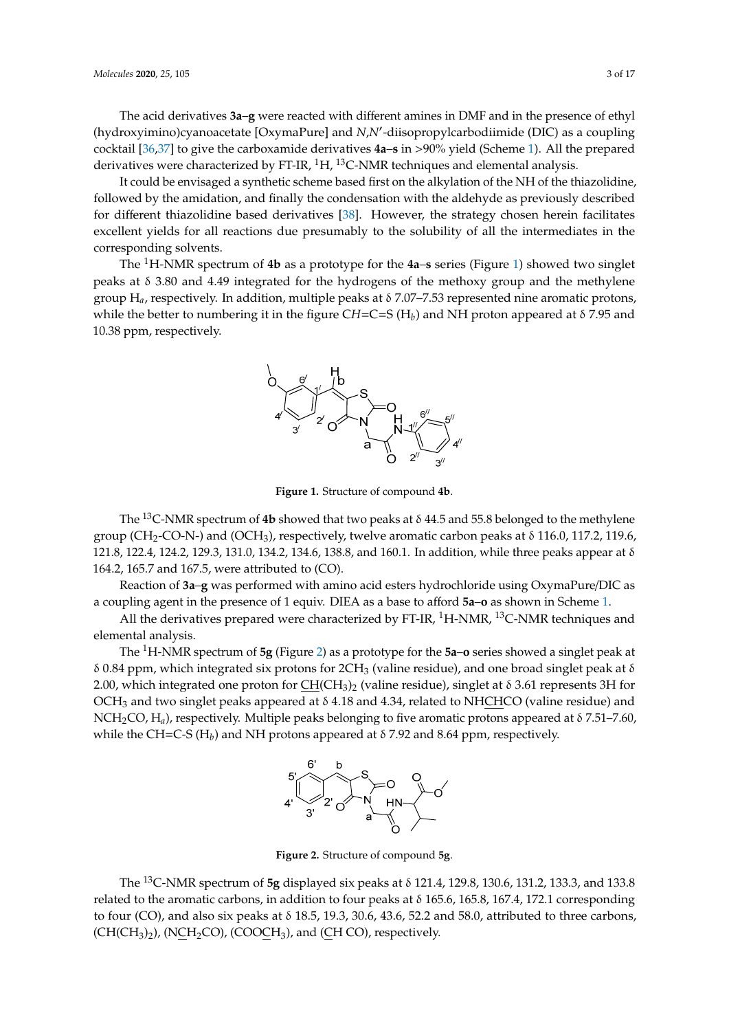The acid derivatives **3a**–**g** were reacted with different amines in DMF and in the presence of ethyl (hydroxyimino)cyanoacetate [OxymaPure] and *N*,*N*′-diisopropylcarbodiimide (DIC) as a coupling cocktail [36,37] to give the carboxamide derivatives **4a**–**s** in >90% yield (Scheme 1). All the prepared derivatives were characterized by FT-IR, $^{1}$H, $^{13}$C-NMR techniques and elemental analysis.

It could be envisaged a synthetic scheme based first on the alkylation of the NH of the thiazolidine, followed by the amidation, and finally the condensation with the aldehyde as previously described for different thiazolidine based derivatives [38]. However, the strategy chosen herein facilitates excellent yields for all reactions due presumably to the solubility of all the intermediates in the corresponding solvents.

The $^{1}$H-NMR spectrum of **4b** as a prototype for the **4a**–**s** series (Figure 1) showed two singlet peaks at δ 3.80 and 4.49 integrated for the hydrogens of the methoxy group and the methylene group $H_a$, respectively. In addition, multiple peaks at δ 7.07–7.53 represented nine aromatic protons, while the better to numbering it in the figure C*H*=C=S ($H_b$) and NH proton appeared at δ 7.95 and 10.38 ppm, respectively.

**Figure 1.** Structure of compound **4b**.

The $^{13}$C-NMR spectrum of **4b** showed that two peaks at δ 44.5 and 55.8 belonged to the methylene group ($CH_2$-CO-N-) and ($OCH_3$), respectively, twelve aromatic carbon peaks at δ 116.0, 117.2, 119.6, 121.8, 122.4, 124.2, 129.3, 131.0, 134.2, 134.6, 138.8, and 160.1. In addition, while three peaks appear at δ 164.2, 165.7 and 167.5, were attributed to (CO).

Reaction of **3a**–**g** was performed with amino acid esters hydrochloride using OxymaPure/DIC as a coupling agent in the presence of 1 equiv. DIEA as a base to afford **5a**–**o** as shown in Scheme 1.

All the derivatives prepared were characterized by FT-IR, $^{1}$H-NMR, $^{13}$C-NMR techniques and elemental analysis.

The $^{1}$H-NMR spectrum of **5g** (Figure 2) as a prototype for the **5a**–**o** series showed a singlet peak at δ 0.84 ppm, which integrated six protons for $2CH_3$ (valine residue), and one broad singlet peak at δ 2.00, which integrated one proton for $\underline{CH}(CH_3)_2$ (valine residue), singlet at δ 3.61 represents 3H for $OCH_3$ and two singlet peaks appeared at δ 4.18 and 4.34, related to NH$\underline{CH}$CO (valine residue) and $NCH_2CO$, $H_a$), respectively. Multiple peaks belonging to five aromatic protons appeared at δ 7.51–7.60, while the CH=C-S ($H_b$) and NH protons appeared at δ 7.92 and 8.64 ppm, respectively.

**Figure 2.** Structure of compound **5g**.

The $^{13}$C-NMR spectrum of **5g** displayed six peaks at δ 121.4, 129.8, 130.6, 131.2, 133.3, and 133.8 related to the aromatic carbons, in addition to four peaks at δ 165.6, 165.8, 167.4, 172.1 corresponding to four (CO), and also six peaks at δ 18.5, 19.3, 30.6, 43.6, 52.2 and 58.0, attributed to three carbons, ($CH(CH_3)_2$), (N$\underline{C}H_2$CO), (COO$\underline{C}H_3$), and ($\underline{C}$H CO), respectively.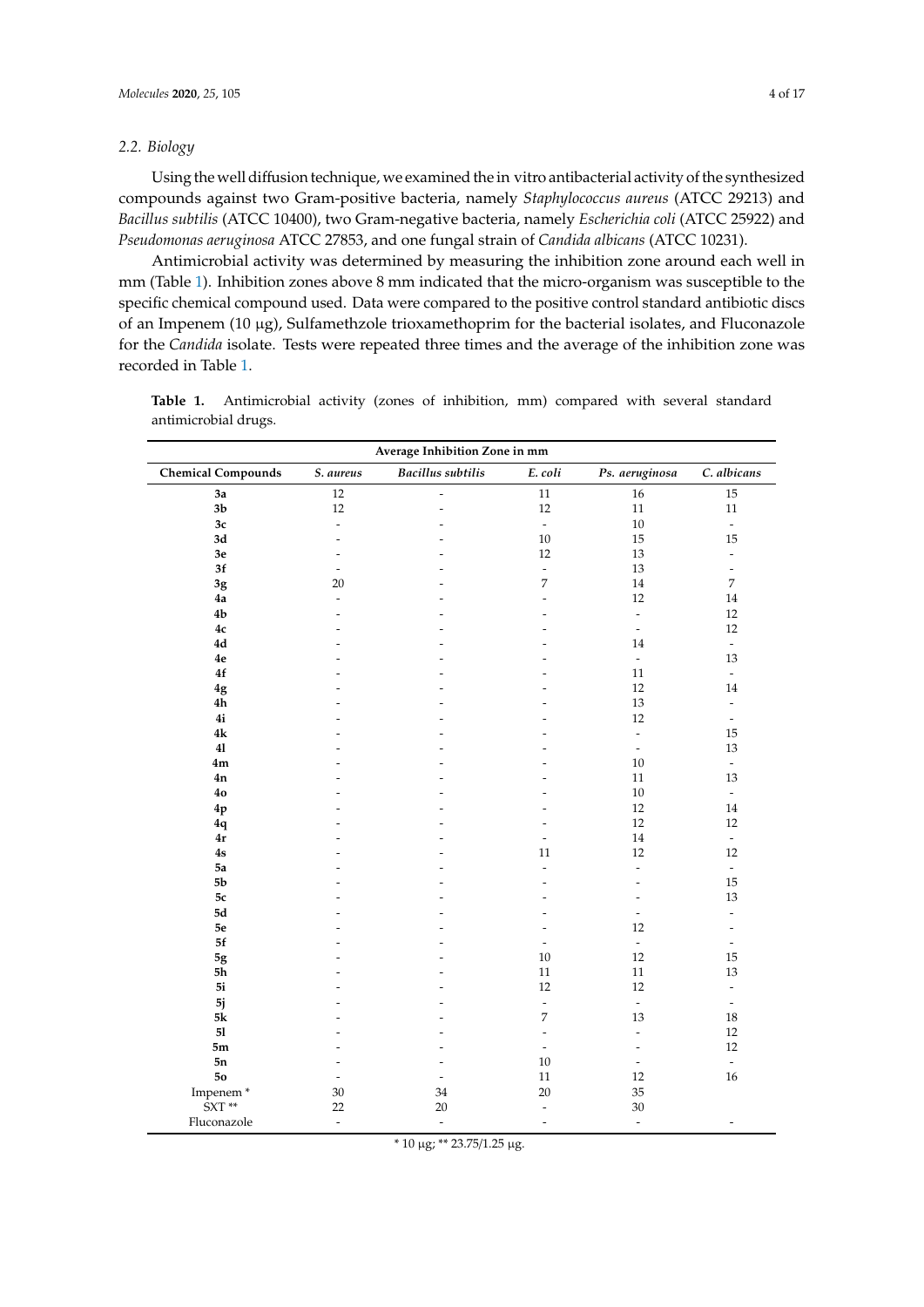### 2.2. Biology

Using the well diffusion technique, we examined the in vitro antibacterial activity of the synthesized compounds against two Gram-positive bacteria, namely *Staphylococcus aureus* (ATCC 29213) and *Bacillus subtilis* (ATCC 10400), two Gram-negative bacteria, namely *Escherichia coli* (ATCC 25922) and *Pseudomonas aeruginosa* ATCC 27853, and one fungal strain of *Candida albicans* (ATCC 10231).

Antimicrobial activity was determined by measuring the inhibition zone around each well in mm (Table 1). Inhibition zones above 8 mm indicated that the micro-organism was susceptible to the specific chemical compound used. Data were compared to the positive control standard antibiotic discs of an Impenem (10 μg), Sulfamethzole trioxamethoprim for the bacterial isolates, and Fluconazole for the *Candida* isolate. Tests were repeated three times and the average of the inhibition zone was recorded in Table 1.

**Table 1.** Antimicrobial activity (zones of inhibition, mm) compared with several standard antimicrobial drugs.

| Average Inhibition Zone in mm | | | | | |
|---|---|---|---|---|---|
| **Chemical Compounds** | *S. aureus* | *Bacillus subtilis* | *E. coli* | *Ps. aeruginosa* | *C. albicans* |
| **3a** | 12 | - | 11 | 16 | 15 |
| **3b** | 12 | - | 12 | 11 | 11 |
| **3c** | - | - | - | 10 | - |
| **3d** | - | - | 10 | 15 | 15 |
| **3e** | - | - | 12 | 13 | - |
| **3f** | - | - | - | 13 | - |
| **3g** | 20 | - | 7 | 14 | 7 |
| **4a** | - | - | - | 12 | 14 |
| **4b** | - | - | - | - | 12 |
| **4c** | - | - | - | - | 12 |
| **4d** | - | - | - | 14 | - |
| **4e** | - | - | - | - | 13 |
| **4f** | - | - | - | 11 | - |
| **4g** | - | - | - | 12 | 14 |
| **4h** | - | - | - | 13 | - |
| **4i** | - | - | - | 12 | - |
| **4k** | - | - | - | - | 15 |
| **4l** | - | - | - | - | 13 |
| **4m** | - | - | - | 10 | - |
| **4n** | - | - | - | 11 | 13 |
| **4o** | - | - | - | 10 | - |
| **4p** | - | - | - | 12 | 14 |
| **4q** | - | - | - | 12 | 12 |
| **4r** | - | - | - | 14 | - |
| **4s** | - | - | 11 | 12 | 12 |
| **5a** | - | - | - | - | - |
| **5b** | - | - | - | - | 15 |
| **5c** | - | - | - | - | 13 |
| **5d** | - | - | - | - | - |
| **5e** | - | - | - | 12 | - |
| **5f** | - | - | - | - | - |
| **5g** | - | - | 10 | 12 | 15 |
| **5h** | - | - | 11 | 11 | 13 |
| **5i** | - | - | 12 | 12 | - |
| **5j** | - | - | - | - | - |
| **5k** | - | - | 7 | 13 | 18 |
| **5l** | - | - | - | - | 12 |
| **5m** | - | - | - | - | 12 |
| **5n** | - | - | 10 | - | - |
| **5o** | - | - | 11 | 12 | 16 |
| Impenem * | 30 | 34 | 20 | 35 | |
| SXT ** | 22 | 20 | - | 30 | |
| Fluconazole | - | - | - | - | - |

* 10 μg; ** 23.75/1.25 μg.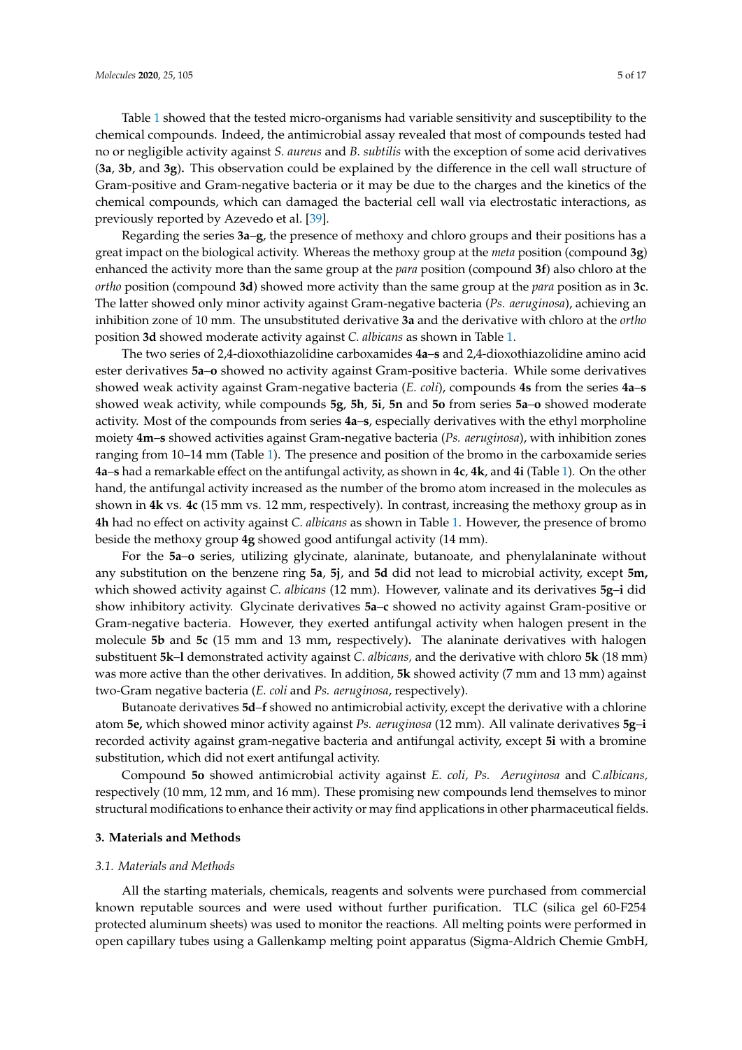Table 1 showed that the tested micro-organisms had variable sensitivity and susceptibility to the chemical compounds. Indeed, the antimicrobial assay revealed that most of compounds tested had no or negligible activity against *S. aureus* and *B. subtilis* with the exception of some acid derivatives (**3a**, **3b**, and **3g**)**.** This observation could be explained by the difference in the cell wall structure of Gram-positive and Gram-negative bacteria or it may be due to the charges and the kinetics of the chemical compounds, which can damaged the bacterial cell wall via electrostatic interactions, as previously reported by Azevedo et al. [39].

Regarding the series **3a**–**g**, the presence of methoxy and chloro groups and their positions has a great impact on the biological activity. Whereas the methoxy group at the *meta* position (compound **3g**) enhanced the activity more than the same group at the *para* position (compound **3f**) also chloro at the *ortho* position (compound **3d**) showed more activity than the same group at the *para* position as in **3c**. The latter showed only minor activity against Gram-negative bacteria (*Ps. aeruginosa*), achieving an inhibition zone of 10 mm. The unsubstituted derivative **3a** and the derivative with chloro at the *ortho* position **3d** showed moderate activity against *C. albicans* as shown in Table 1.

The two series of 2,4-dioxothiazolidine carboxamides **4a**–**s** and 2,4-dioxothiazolidine amino acid ester derivatives **5a**–**o** showed no activity against Gram-positive bacteria. While some derivatives showed weak activity against Gram-negative bacteria (*E. coli*), compounds **4s** from the series **4a**–**s** showed weak activity, while compounds **5g**, **5h**, **5i**, **5n** and **5o** from series **5a**–**o** showed moderate activity. Most of the compounds from series **4a**–**s**, especially derivatives with the ethyl morpholine moiety **4m**–**s** showed activities against Gram-negative bacteria (*Ps. aeruginosa*), with inhibition zones ranging from 10–14 mm (Table 1). The presence and position of the bromo in the carboxamide series **4a**–**s** had a remarkable effect on the antifungal activity, as shown in **4c**, **4k**, and **4i** (Table 1). On the other hand, the antifungal activity increased as the number of the bromo atom increased in the molecules as shown in **4k** vs. **4c** (15 mm vs. 12 mm, respectively). In contrast, increasing the methoxy group as in **4h** had no effect on activity against *C. albicans* as shown in Table 1. However, the presence of bromo beside the methoxy group **4g** showed good antifungal activity (14 mm).

For the **5a**–**o** series, utilizing glycinate, alaninate, butanoate, and phenylalaninate without any substitution on the benzene ring **5a**, **5j**, and **5d** did not lead to microbial activity, except **5m,** which showed activity against *C. albicans* (12 mm). However, valinate and its derivatives **5g**–**i** did show inhibitory activity. Glycinate derivatives **5a**–**c** showed no activity against Gram-positive or Gram-negative bacteria. However, they exerted antifungal activity when halogen present in the molecule **5b** and **5c** (15 mm and 13 mm**,** respectively)**.** The alaninate derivatives with halogen substituent **5k**–**l** demonstrated activity against *C. albicans,* and the derivative with chloro **5k** (18 mm) was more active than the other derivatives. In addition, **5k** showed activity (7 mm and 13 mm) against two-Gram negative bacteria (*E. coli* and *Ps. aeruginosa*, respectively).

Butanoate derivatives **5d**–**f** showed no antimicrobial activity, except the derivative with a chlorine atom **5e,** which showed minor activity against *Ps. aeruginosa* (12 mm). All valinate derivatives **5g**–**i** recorded activity against gram-negative bacteria and antifungal activity, except **5i** with a bromine substitution, which did not exert antifungal activity.

Compound **5o** showed antimicrobial activity against *E. coli, Ps. Aeruginosa* and *C.albicans,* respectively (10 mm, 12 mm, and 16 mm). These promising new compounds lend themselves to minor structural modifications to enhance their activity or may find applications in other pharmaceutical fields.

## 3. Materials and Methods

### *3.1. Materials and Methods*

All the starting materials, chemicals, reagents and solvents were purchased from commercial known reputable sources and were used without further purification. TLC (silica gel 60-F254 protected aluminum sheets) was used to monitor the reactions. All melting points were performed in open capillary tubes using a Gallenkamp melting point apparatus (Sigma-Aldrich Chemie GmbH,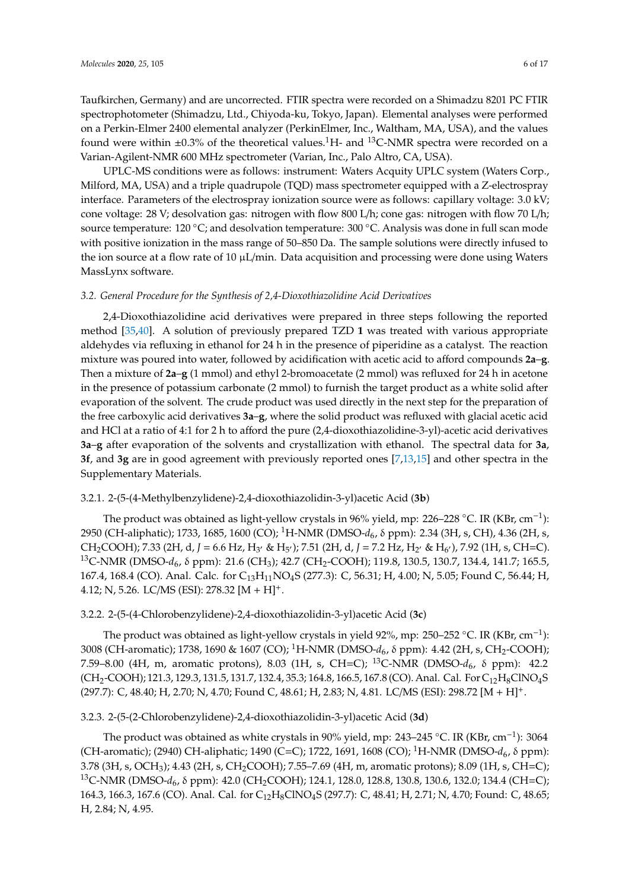Taufkirchen, Germany) and are uncorrected. FTIR spectra were recorded on a Shimadzu 8201 PC FTIR spectrophotometer (Shimadzu, Ltd., Chiyoda-ku, Tokyo, Japan). Elemental analyses were performed on a Perkin-Elmer 2400 elemental analyzer (PerkinElmer, Inc., Waltham, MA, USA), and the values found were within ±0.3% of the theoretical values.$^{1}$H- and $^{13}$C-NMR spectra were recorded on a Varian-Agilent-NMR 600 MHz spectrometer (Varian, Inc., Palo Altro, CA, USA).

UPLC-MS conditions were as follows: instrument: Waters Acquity UPLC system (Waters Corp., Milford, MA, USA) and a triple quadrupole (TQD) mass spectrometer equipped with a Z-electrospray interface. Parameters of the electrospray ionization source were as follows: capillary voltage: 3.0 kV; cone voltage: 28 V; desolvation gas: nitrogen with flow 800 L/h; cone gas: nitrogen with flow 70 L/h; source temperature: 120 °C; and desolvation temperature: 300 °C. Analysis was done in full scan mode with positive ionization in the mass range of 50–850 Da. The sample solutions were directly infused to the ion source at a flow rate of 10 µL/min. Data acquisition and processing were done using Waters MassLynx software.

### *3.2. General Procedure for the Synthesis of 2,4-Dioxothiazolidine Acid Derivatives*

2,4-Dioxothiazolidine acid derivatives were prepared in three steps following the reported method [35,40]. A solution of previously prepared TZD **1** was treated with various appropriate aldehydes via refluxing in ethanol for 24 h in the presence of piperidine as a catalyst. The reaction mixture was poured into water, followed by acidification with acetic acid to afford compounds **2a**–**g**. Then a mixture of **2a**–**g** (1 mmol) and ethyl 2-bromoacetate (2 mmol) was refluxed for 24 h in acetone in the presence of potassium carbonate (2 mmol) to furnish the target product as a white solid after evaporation of the solvent. The crude product was used directly in the next step for the preparation of the free carboxylic acid derivatives **3a**–**g**, where the solid product was refluxed with glacial acetic acid and HCl at a ratio of 4:1 for 2 h to afford the pure (2,4-dioxothiazolidine-3-yl)-acetic acid derivatives **3a**–**g** after evaporation of the solvents and crystallization with ethanol. The spectral data for **3a**, **3f**, and **3g** are in good agreement with previously reported ones [7,13,15] and other spectra in the Supplementary Materials.

#### 3.2.1. 2-(5-(4-Methylbenzylidene)-2,4-dioxothiazolidin-3-yl)acetic Acid (**3b**)

The product was obtained as light-yellow crystals in 96% yield, mp: 226–228 °C. IR (KBr, cm$^{-1}$): 2950 (CH-aliphatic); 1733, 1685, 1600 (CO); $^{1}$H-NMR (DMSO-$d_6$, δ ppm): 2.34 (3H, s, CH), 4.36 (2H, s, $CH_2COOH$); 7.33 (2H, d, *J* = 6.6 Hz, $H_{3'}$ & $H_{5'}$); 7.51 (2H, d, *J* = 7.2 Hz, $H_{2'}$ & $H_{6'}$), 7.92 (1H, s, CH=C). $^{13}$C-NMR (DMSO-$d_6$, δ ppm): 21.6 ($CH_3$); 42.7 ($CH_2$-COOH); 119.8, 130.5, 130.7, 134.4, 141.7; 165.5, 167.4, 168.4 (CO). Anal. Calc. for $C_{13}H_{11}NO_4S$ (277.3): C, 56.31; H, 4.00; N, 5.05; Found C, 56.44; H, 4.12; N, 5.26. LC/MS (ESI): 278.32 $[M + H]^+$.

#### 3.2.2. 2-(5-(4-Chlorobenzylidene)-2,4-dioxothiazolidin-3-yl)acetic Acid (**3c**)

The product was obtained as light-yellow crystals in yield 92%, mp: 250–252 °C. IR (KBr, cm$^{-1}$): 3008 (CH-aromatic); 1738, 1690 & 1607 (CO); $^{1}$H-NMR (DMSO-$d_6$, δ ppm): 4.42 (2H, s, $CH_2$-COOH); 7.59–8.00 (4H, m, aromatic protons), 8.03 (1H, s, CH=C); $^{13}$C-NMR (DMSO-$d_6$, δ ppm): 42.2 ($CH_2$-COOH); 121.3, 129.3, 131.5, 131.7, 132.4, 35.3; 164.8, 166.5, 167.8 (CO). Anal. Cal. For $C_{12}H_8ClNO_4S$ (297.7): C, 48.40; H, 2.70; N, 4.70; Found C, 48.61; H, 2.83; N, 4.81. LC/MS (ESI): 298.72 $[M + H]^+$.

#### 3.2.3. 2-(5-(2-Chlorobenzylidene)-2,4-dioxothiazolidin-3-yl)acetic Acid (**3d**)

The product was obtained as white crystals in 90% yield, mp: 243–245 °C. IR (KBr, cm$^{-1}$): 3064 (CH-aromatic); (2940) CH-aliphatic; 1490 (C=C); 1722, 1691, 1608 (CO); $^{1}$H-NMR (DMSO-$d_6$, δ ppm): 3.78 (3H, s, $OCH_3$); 4.43 (2H, s, $CH_2COOH$); 7.55–7.69 (4H, m, aromatic protons); 8.09 (1H, s, CH=C); $^{13}$C-NMR (DMSO-$d_6$, δ ppm): 42.0 ($CH_2COOH$); 124.1, 128.0, 128.8, 130.8, 130.6, 132.0; 134.4 (CH=C); 164.3, 166.3, 167.6 (CO). Anal. Cal. for $C_{12}H_8ClNO_4S$ (297.7): C, 48.41; H, 2.71; N, 4.70; Found: C, 48.65; H, 2.84; N, 4.95.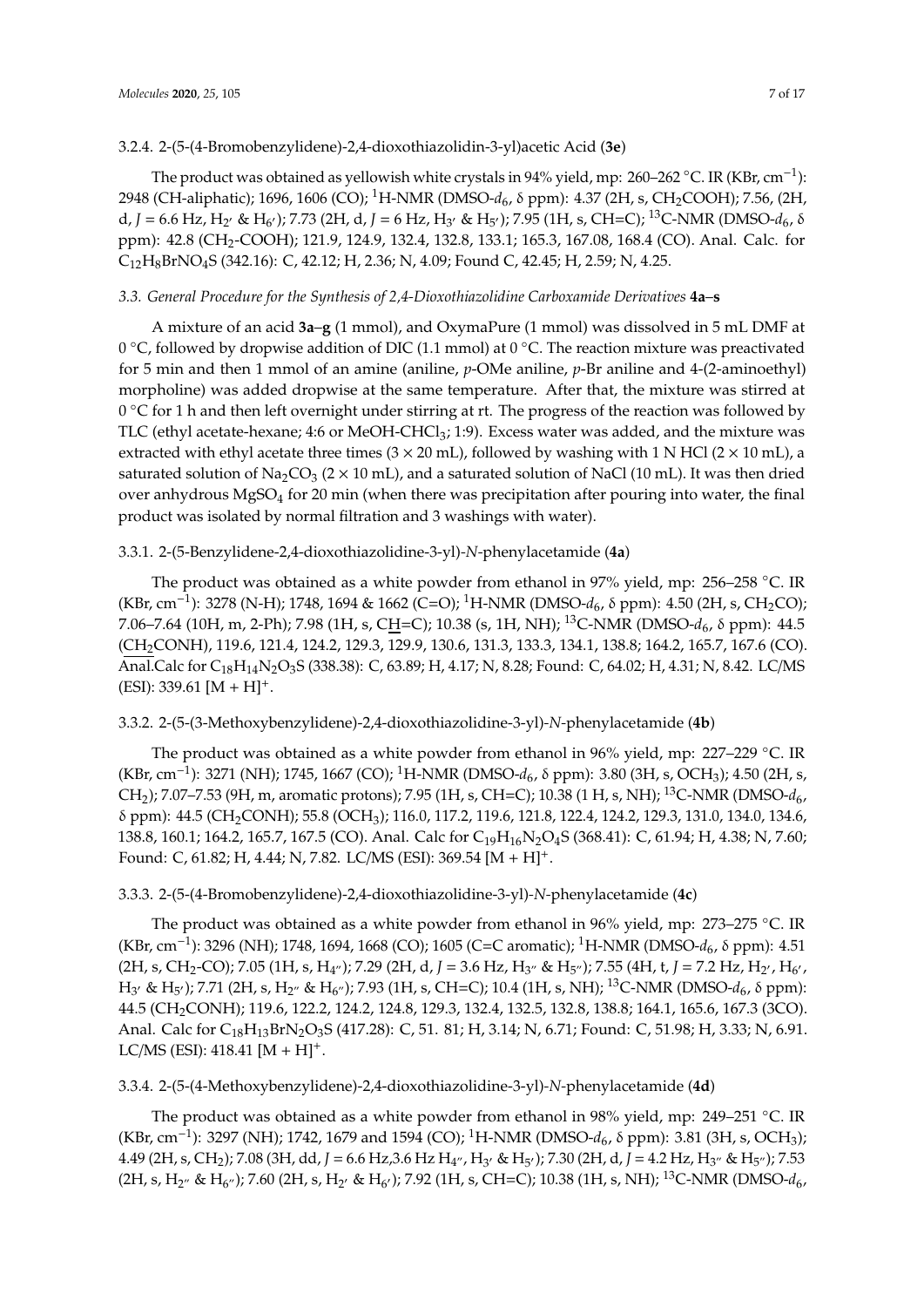#### 3.2.4. 2-(5-(4-Bromobenzylidene)-2,4-dioxothiazolidin-3-yl)acetic Acid (**3e**)

The product was obtained as yellowish white crystals in 94% yield, mp: 260–262 °C. IR (KBr, $cm^{-1}$): 2948 (CH-aliphatic); 1696, 1606 (CO); $^1$H-NMR (DMSO-$d_6$, δ ppm): 4.37 (2H, s, $CH_2COOH$); 7.56, (2H, d, $J$ = 6.6 Hz, $H_{2'}$ & $H_{6'}$); 7.73 (2H, d, $J$ = 6 Hz, $H_{3'}$ & $H_{5'}$); 7.95 (1H, s, CH=C); $^{13}$C-NMR (DMSO-$d_6$, δ ppm): 42.8 ($CH_2$-COOH); 121.9, 124.9, 132.4, 132.8, 133.1; 165.3, 167.08, 168.4 (CO). Anal. Calc. for $C_{12}H_8BrNO_4S$ (342.16): C, 42.12; H, 2.36; N, 4.09; Found C, 42.45; H, 2.59; N, 4.25.

### *3.3. General Procedure for the Synthesis of 2,4-Dioxothiazolidine Carboxamide Derivatives* **4a–s**

A mixture of an acid **3a–g** (1 mmol), and OxymaPure (1 mmol) was dissolved in 5 mL DMF at 0 °C, followed by dropwise addition of DIC (1.1 mmol) at 0 °C. The reaction mixture was preactivated for 5 min and then 1 mmol of an amine (aniline, *p*-OMe aniline, *p*-Br aniline and 4-(2-aminoethyl) morpholine) was added dropwise at the same temperature. After that, the mixture was stirred at 0 °C for 1 h and then left overnight under stirring at rt. The progress of the reaction was followed by TLC (ethyl acetate-hexane; 4:6 or MeOH-$CHCl_3$; 1:9). Excess water was added, and the mixture was extracted with ethyl acetate three times (3 × 20 mL), followed by washing with 1 N HCl (2 × 10 mL), a saturated solution of $Na_2CO_3$ (2 × 10 mL), and a saturated solution of NaCl (10 mL). It was then dried over anhydrous $MgSO_4$ for 20 min (when there was precipitation after pouring into water, the final product was isolated by normal filtration and 3 washings with water).

#### 3.3.1. 2-(5-Benzylidene-2,4-dioxothiazolidine-3-yl)-*N*-phenylacetamide (**4a**)

The product was obtained as a white powder from ethanol in 97% yield, mp: 256–258 °C. IR (KBr, $cm^{-1}$): 3278 (N-H); 1748, 1694 & 1662 (C=O); $^1$H-NMR (DMSO-$d_6$, δ ppm): 4.50 (2H, s, $CH_2CO$); 7.06–7.64 (10H, m, 2-Ph); 7.98 (1H, s, C<u>H</u>=C); 10.38 (s, 1H, NH); $^{13}$C-NMR (DMSO-$d_6$, δ ppm): 44.5 (<u>$CH_2$</u>CONH), 119.6, 121.4, 124.2, 129.3, 129.9, 130.6, 131.3, 133.3, 134.1, 138.8; 164.2, 165.7, 167.6 (CO). Anal.Calc for $C_{18}H_{14}N_2O_3S$ (338.38): C, 63.89; H, 4.17; N, 8.28; Found: C, 64.02; H, 4.31; N, 8.42. LC/MS (ESI): 339.61 $[M + H]^+$.

#### 3.3.2. 2-(5-(3-Methoxybenzylidene)-2,4-dioxothiazolidine-3-yl)-*N*-phenylacetamide (**4b**)

The product was obtained as a white powder from ethanol in 96% yield, mp: 227–229 °C. IR (KBr, $cm^{-1}$): 3271 (NH); 1745, 1667 (CO); $^1$H-NMR (DMSO-$d_6$, δ ppm): 3.80 (3H, s, $OCH_3$); 4.50 (2H, s, $CH_2$); 7.07–7.53 (9H, m, aromatic protons); 7.95 (1H, s, CH=C); 10.38 (1 H, s, NH); $^{13}$C-NMR (DMSO-$d_6$, δ ppm): 44.5 ($CH_2CONH$); 55.8 ($OCH_3$); 116.0, 117.2, 119.6, 121.8, 122.4, 124.2, 129.3, 131.0, 134.0, 134.6, 138.8, 160.1; 164.2, 165.7, 167.5 (CO). Anal. Calc for $C_{19}H_{16}N_2O_4S$ (368.41): C, 61.94; H, 4.38; N, 7.60; Found: C, 61.82; H, 4.44; N, 7.82. LC/MS (ESI): 369.54 $[M + H]^+$.

#### 3.3.3. 2-(5-(4-Bromobenzylidene)-2,4-dioxothiazolidine-3-yl)-*N*-phenylacetamide (**4c**)

The product was obtained as a white powder from ethanol in 96% yield, mp: 273–275 °C. IR (KBr, $cm^{-1}$): 3296 (NH); 1748, 1694, 1668 (CO); 1605 (C=C aromatic); $^1$H-NMR (DMSO-$d_6$, δ ppm): 4.51 (2H, s, $CH_2$-CO); 7.05 (1H, s, $H_{4''}$); 7.29 (2H, d, $J$ = 3.6 Hz, $H_{3''}$ & $H_{5''}$); 7.55 (4H, t, $J$ = 7.2 Hz, $H_{2'}$, $H_{6'}$, $H_{3'}$ & $H_{5'}$); 7.71 (2H, s, $H_{2''}$ & $H_{6''}$); 7.93 (1H, s, CH=C); 10.4 (1H, s, NH); $^{13}$C-NMR (DMSO-$d_6$, δ ppm): 44.5 ($CH_2CONH$); 119.6, 122.2, 124.2, 124.8, 129.3, 132.4, 132.5, 132.8, 138.8; 164.1, 165.6, 167.3 (3CO). Anal. Calc for $C_{18}H_{13}BrN_2O_3S$ (417.28): C, 51. 81; H, 3.14; N, 6.71; Found: C, 51.98; H, 3.33; N, 6.91. LC/MS (ESI): 418.41 $[M + H]^+$.

#### 3.3.4. 2-(5-(4-Methoxybenzylidene)-2,4-dioxothiazolidine-3-yl)-*N*-phenylacetamide (**4d**)

The product was obtained as a white powder from ethanol in 98% yield, mp: 249–251 °C. IR (KBr, $cm^{-1}$): 3297 (NH); 1742, 1679 and 1594 (CO); $^1$H-NMR (DMSO-$d_6$, δ ppm): 3.81 (3H, s, $OCH_3$); 4.49 (2H, s, $CH_2$); 7.08 (3H, dd, $J$ = 6.6 Hz,3.6 Hz $H_{4''}$, $H_{3'}$ & $H_{5'}$); 7.30 (2H, d, $J$ = 4.2 Hz, $H_{3''}$ & $H_{5''}$); 7.53 (2H, s, $H_{2''}$ & $H_{6''}$); 7.60 (2H, s, $H_{2'}$ & $H_{6'}$); 7.92 (1H, s, CH=C); 10.38 (1H, s, NH); $^{13}$C-NMR (DMSO-$d_6$,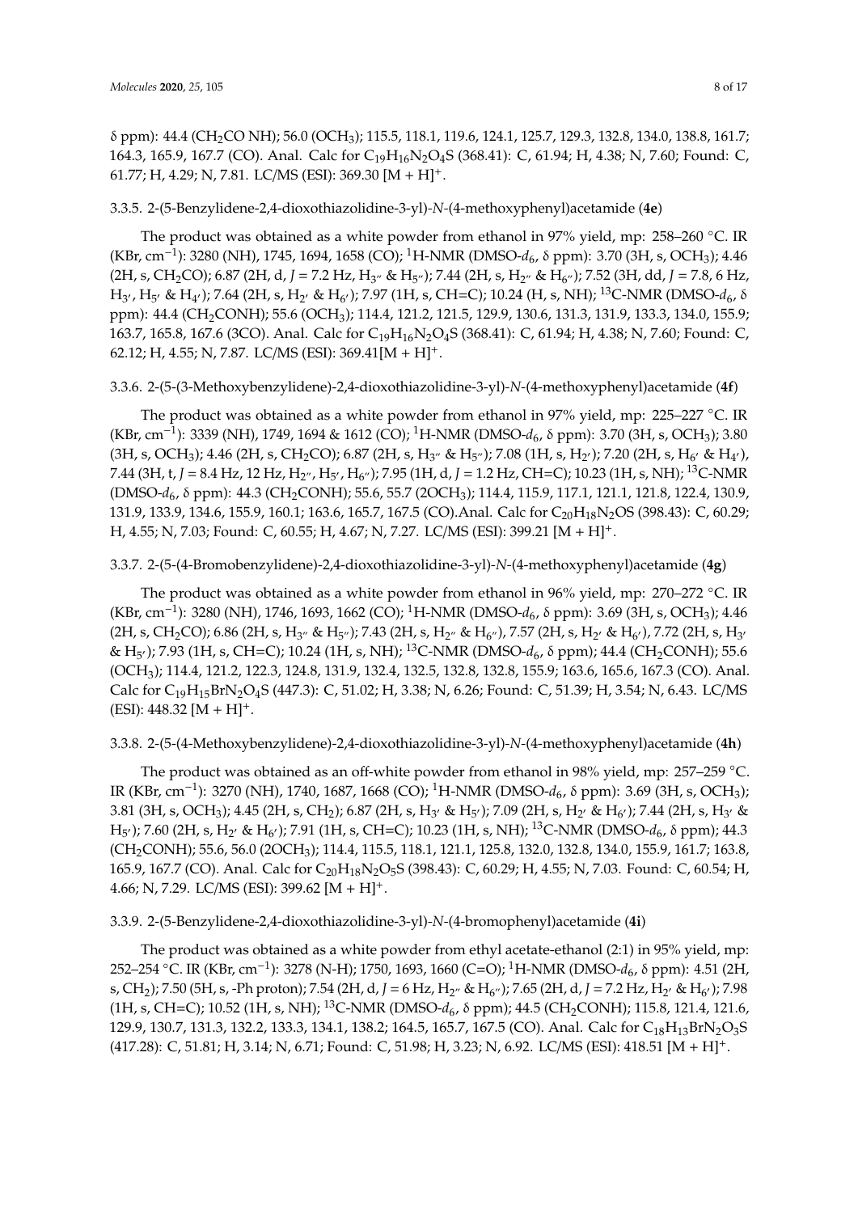δ ppm): 44.4 ($CH_2CO$ NH); 56.0 ($OCH_3$); 115.5, 118.1, 119.6, 124.1, 125.7, 129.3, 132.8, 134.0, 138.8, 161.7; 164.3, 165.9, 167.7 (CO). Anal. Calc for $C_{19}H_{16}N_2O_4S$ (368.41): C, 61.94; H, 4.38; N, 7.60; Found: C, 61.77; H, 4.29; N, 7.81. LC/MS (ESI): 369.30 $[M + H]^+$.

### 3.3.5. 2-(5-Benzylidene-2,4-dioxothiazolidine-3-yl)-*N*-(4-methoxyphenyl)acetamide (**4e**)

The product was obtained as a white powder from ethanol in 97% yield, mp: 258–260 °C. IR (KBr, $cm^{-1}$): 3280 (NH), 1745, 1694, 1658 (CO); $^1H$-NMR (DMSO-$d_6$, δ ppm): 3.70 (3H, s, $OCH_3$); 4.46 (2H, s, $CH_2CO$); 6.87 (2H, d, $J$ = 7.2 Hz, $H_{3''}$ & $H_{5''}$); 7.44 (2H, s, $H_{2''}$ & $H_{6''}$); 7.52 (3H, dd, $J$ = 7.8, 6 Hz, $H_{3'}$, $H_{5'}$ & $H_{4'}$); 7.64 (2H, s, $H_{2'}$ & $H_{6'}$); 7.97 (1H, s, CH=C); 10.24 (H, s, NH); $^{13}C$-NMR (DMSO-$d_6$, δ ppm): 44.4 ($CH_2CONH$); 55.6 ($OCH_3$); 114.4, 121.2, 121.5, 129.9, 130.6, 131.3, 131.9, 133.3, 134.0, 155.9; 163.7, 165.8, 167.6 (3CO). Anal. Calc for $C_{19}H_{16}N_2O_4S$ (368.41): C, 61.94; H, 4.38; N, 7.60; Found: C, 62.12; H, 4.55; N, 7.87. LC/MS (ESI): 369.41$[M + H]^+$.

### 3.3.6. 2-(5-(3-Methoxybenzylidene)-2,4-dioxothiazolidine-3-yl)-*N*-(4-methoxyphenyl)acetamide (**4f**)

The product was obtained as a white powder from ethanol in 97% yield, mp: 225–227 °C. IR (KBr, $cm^{-1}$): 3339 (NH), 1749, 1694 & 1612 (CO); $^1H$-NMR (DMSO-$d_6$, δ ppm): 3.70 (3H, s, $OCH_3$); 3.80 (3H, s, $OCH_3$); 4.46 (2H, s, $CH_2CO$); 6.87 (2H, s, $H_{3''}$ & $H_{5''}$); 7.08 (1H, s, $H_{2'}$); 7.20 (2H, s, $H_{6'}$ & $H_{4'}$), 7.44 (3H, t, $J$ = 8.4 Hz, 12 Hz, $H_{2''}$, $H_{5'}$, $H_{6''}$); 7.95 (1H, d, $J$ = 1.2 Hz, CH=C); 10.23 (1H, s, NH); $^{13}C$-NMR (DMSO-$d_6$, δ ppm): 44.3 ($CH_2CONH$); 55.6, 55.7 ($2OCH_3$); 114.4, 115.9, 117.1, 121.1, 121.8, 122.4, 130.9, 131.9, 133.9, 134.6, 155.9, 160.1; 163.6, 165.7, 167.5 (CO).Anal. Calc for $C_{20}H_{18}N_2OS$ (398.43): C, 60.29; H, 4.55; N, 7.03; Found: C, 60.55; H, 4.67; N, 7.27. LC/MS (ESI): 399.21 $[M + H]^+$.

### 3.3.7. 2-(5-(4-Bromobenzylidene)-2,4-dioxothiazolidine-3-yl)-*N*-(4-methoxyphenyl)acetamide (**4g**)

The product was obtained as a white powder from ethanol in 96% yield, mp: 270–272 °C. IR (KBr, $cm^{-1}$): 3280 (NH), 1746, 1693, 1662 (CO); $^1H$-NMR (DMSO-$d_6$, δ ppm): 3.69 (3H, s, $OCH_3$); 4.46 (2H, s, $CH_2CO$); 6.86 (2H, s, $H_{3''}$ & $H_{5''}$); 7.43 (2H, s, $H_{2''}$ & $H_{6''}$), 7.57 (2H, s, $H_{2'}$ & $H_{6'}$), 7.72 (2H, s, $H_{3'}$ & $H_{5'}$); 7.93 (1H, s, CH=C); 10.24 (1H, s, NH); $^{13}C$-NMR (DMSO-$d_6$, δ ppm); 44.4 ($CH_2CONH$); 55.6 ($OCH_3$); 114.4, 121.2, 122.3, 124.8, 131.9, 132.4, 132.5, 132.8, 132.8, 155.9; 163.6, 165.6, 167.3 (CO). Anal. Calc for $C_{19}H_{15}BrN_2O_4S$ (447.3): C, 51.02; H, 3.38; N, 6.26; Found: C, 51.39; H, 3.54; N, 6.43. LC/MS (ESI): 448.32 $[M + H]^+$.

### 3.3.8. 2-(5-(4-Methoxybenzylidene)-2,4-dioxothiazolidine-3-yl)-*N*-(4-methoxyphenyl)acetamide (**4h**)

The product was obtained as an off-white powder from ethanol in 98% yield, mp: 257–259 °C. IR (KBr, $cm^{-1}$): 3270 (NH), 1740, 1687, 1668 (CO); $^1H$-NMR (DMSO-$d_6$, δ ppm): 3.69 (3H, s, $OCH_3$); 3.81 (3H, s, $OCH_3$); 4.45 (2H, s, $CH_2$); 6.87 (2H, s, $H_{3'}$ & $H_{5'}$); 7.09 (2H, s, $H_{2'}$ & $H_{6'}$); 7.44 (2H, s, $H_{3'}$ & $H_{5'}$); 7.60 (2H, s, $H_{2'}$ & $H_{6'}$); 7.91 (1H, s, CH=C); 10.23 (1H, s, NH); $^{13}C$-NMR (DMSO-$d_6$, δ ppm); 44.3 ($CH_2CONH$); 55.6, 56.0 ($2OCH_3$); 114.4, 115.5, 118.1, 121.1, 125.8, 132.0, 132.8, 134.0, 155.9, 161.7; 163.8, 165.9, 167.7 (CO). Anal. Calc for $C_{20}H_{18}N_2O_5S$ (398.43): C, 60.29; H, 4.55; N, 7.03. Found: C, 60.54; H, 4.66; N, 7.29. LC/MS (ESI): 399.62 $[M + H]^+$.

### 3.3.9. 2-(5-Benzylidene-2,4-dioxothiazolidine-3-yl)-*N*-(4-bromophenyl)acetamide (**4i**)

The product was obtained as a white powder from ethyl acetate-ethanol (2:1) in 95% yield, mp: 252–254 °C. IR (KBr, $cm^{-1}$): 3278 (N-H); 1750, 1693, 1660 (C=O); $^1H$-NMR (DMSO-$d_6$, δ ppm): 4.51 (2H, s, $CH_2$); 7.50 (5H, s, -Ph proton); 7.54 (2H, d, $J$ = 6 Hz, $H_{2''}$ & $H_{6''}$); 7.65 (2H, d, $J$ = 7.2 Hz, $H_{2'}$ & $H_{6'}$); 7.98 (1H, s, CH=C); 10.52 (1H, s, NH); $^{13}C$-NMR (DMSO-$d_6$, δ ppm); 44.5 ($CH_2CONH$); 115.8, 121.4, 121.6, 129.9, 130.7, 131.3, 132.2, 133.3, 134.1, 138.2; 164.5, 165.7, 167.5 (CO). Anal. Calc for $C_{18}H_{13}BrN_2O_3S$ (417.28): C, 51.81; H, 3.14; N, 6.71; Found: C, 51.98; H, 3.23; N, 6.92. LC/MS (ESI): 418.51 $[M + H]^+$.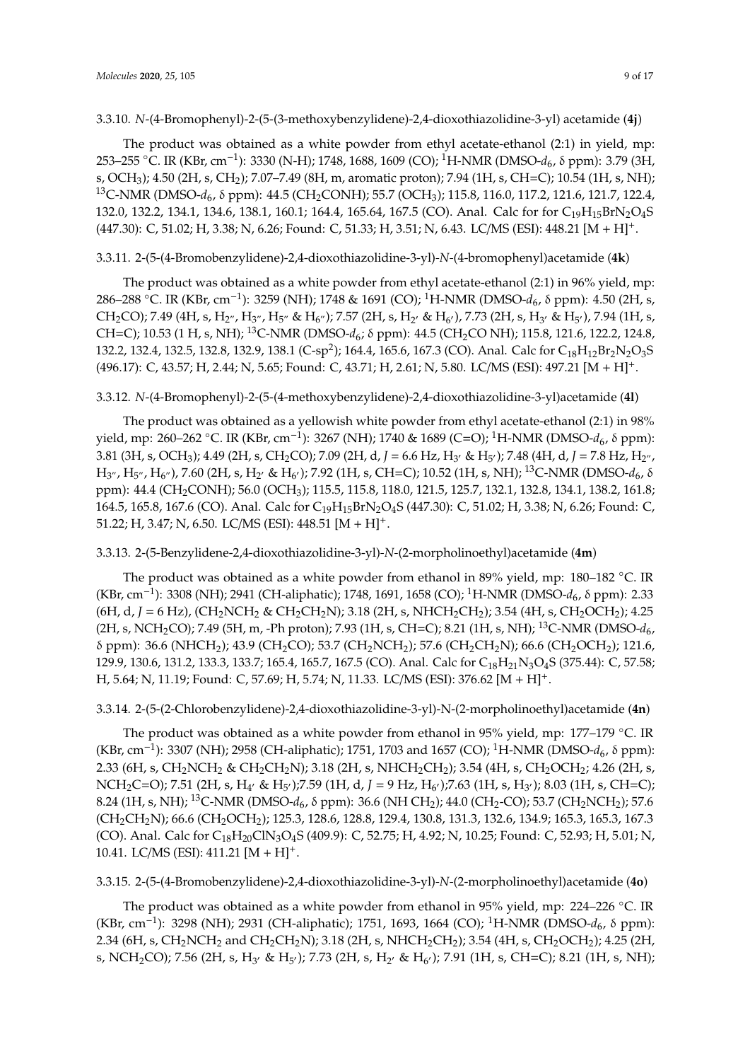### 3.3.10. *N*-(4-Bromophenyl)-2-(5-(3-methoxybenzylidene)-2,4-dioxothiazolidine-3-yl) acetamide (**4j**)

The product was obtained as a white powder from ethyl acetate-ethanol (2:1) in yield, mp: 253–255 °C. IR (KBr, $cm^{-1}$): 3330 (N-H); 1748, 1688, 1609 (CO); $^1$H-NMR (DMSO-$d_6$, δ ppm): 3.79 (3H, s, $OCH_3$); 4.50 (2H, s, $CH_2$); 7.07–7.49 (8H, m, aromatic proton); 7.94 (1H, s, CH=C); 10.54 (1H, s, NH); $^{13}$C-NMR (DMSO-$d_6$, δ ppm): 44.5 ($CH_2$CONH); 55.7 ($OCH_3$); 115.8, 116.0, 117.2, 121.6, 121.7, 122.4, 132.0, 132.2, 134.1, 134.6, 138.1, 160.1; 164.4, 165.64, 167.5 (CO). Anal. Calc for for $C_{19}H_{15}BrN_2O_4S$ (447.30): C, 51.02; H, 3.38; N, 6.26; Found: C, 51.33; H, 3.51; N, 6.43. LC/MS (ESI): 448.21 $[M + H]^+$.

### 3.3.11. 2-(5-(4-Bromobenzylidene)-2,4-dioxothiazolidine-3-yl)-*N*-(4-bromophenyl)acetamide (**4k**)

The product was obtained as a white powder from ethyl acetate-ethanol (2:1) in 96% yield, mp: 286–288 °C. IR (KBr, $cm^{-1}$): 3259 (NH); 1748 & 1691 (CO); $^1$H-NMR (DMSO-$d_6$, δ ppm): 4.50 (2H, s, $CH_2$CO); 7.49 (4H, s, $H_{2''}$, $H_{3''}$, $H_{5''}$ & $H_{6''}$); 7.57 (2H, s, $H_{2'}$ & $H_{6'}$), 7.73 (2H, s, $H_{3'}$ & $H_{5'}$), 7.94 (1H, s, CH=C); 10.53 (1 H, s, NH); $^{13}$C-NMR (DMSO-$d_6$; δ ppm): 44.5 ($CH_2$CO NH); 115.8, 121.6, 122.2, 124.8, 132.2, 132.4, 132.5, 132.8, 132.9, 138.1 (C-sp$^2$); 164.4, 165.6, 167.3 (CO). Anal. Calc for $C_{18}H_{12}Br_2N_2O_3S$ (496.17): C, 43.57; H, 2.44; N, 5.65; Found: C, 43.71; H, 2.61; N, 5.80. LC/MS (ESI): 497.21 $[M + H]^+$.

### 3.3.12. *N*-(4-Bromophenyl)-2-(5-(4-methoxybenzylidene)-2,4-dioxothiazolidine-3-yl)acetamide (**4l**)

The product was obtained as a yellowish white powder from ethyl acetate-ethanol (2:1) in 98% yield, mp: 260–262 °C. IR (KBr, $cm^{-1}$): 3267 (NH); 1740 & 1689 (C=O); $^1$H-NMR (DMSO-$d_6$, δ ppm): 3.81 (3H, s, $OCH_3$); 4.49 (2H, s, $CH_2$CO); 7.09 (2H, d, *J* = 6.6 Hz, $H_{3'}$ & $H_{5'}$); 7.48 (4H, d, *J* = 7.8 Hz, $H_{2''}$, $H_{3''}$, $H_{5''}$, $H_{6''}$), 7.60 (2H, s, $H_{2'}$ & $H_{6'}$); 7.92 (1H, s, CH=C); 10.52 (1H, s, NH); $^{13}$C-NMR (DMSO-$d_6$, δ ppm): 44.4 ($CH_2$CONH); 56.0 ($OCH_3$); 115.5, 115.8, 118.0, 121.5, 125.7, 132.1, 132.8, 134.1, 138.2, 161.8; 164.5, 165.8, 167.6 (CO). Anal. Calc for $C_{19}H_{15}BrN_2O_4S$ (447.30): C, 51.02; H, 3.38; N, 6.26; Found: C, 51.22; H, 3.47; N, 6.50. LC/MS (ESI): 448.51 $[M + H]^+$.

### 3.3.13. 2-(5-Benzylidene-2,4-dioxothiazolidine-3-yl)-*N*-(2-morpholinoethyl)acetamide (**4m**)

The product was obtained as a white powder from ethanol in 89% yield, mp: 180–182 °C. IR (KBr, $cm^{-1}$): 3308 (NH); 2941 (CH-aliphatic); 1748, 1691, 1658 (CO); $^1$H-NMR (DMSO-$d_6$, δ ppm): 2.33 (6H, d, *J* = 6 Hz), ($CH_2NCH_2$ & $CH_2CH_2N$); 3.18 (2H, s, $NHCH_2CH_2$); 3.54 (4H, s, $CH_2OCH_2$); 4.25 (2H, s, $NCH_2$CO); 7.49 (5H, m, -Ph proton); 7.93 (1H, s, CH=C); 8.21 (1H, s, NH); $^{13}$C-NMR (DMSO-$d_6$, δ ppm): 36.6 ($NHCH_2$); 43.9 ($CH_2$CO); 53.7 ($CH_2NCH_2$); 57.6 ($CH_2CH_2N$); 66.6 ($CH_2OCH_2$); 121.6, 129.9, 130.6, 131.2, 133.3, 133.7; 165.4, 165.7, 167.5 (CO). Anal. Calc for $C_{18}H_{21}N_3O_4S$ (375.44): C, 57.58; H, 5.64; N, 11.19; Found: C, 57.69; H, 5.74; N, 11.33. LC/MS (ESI): 376.62 $[M + H]^+$.

### 3.3.14. 2-(5-(2-Chlorobenzylidene)-2,4-dioxothiazolidine-3-yl)-N-(2-morpholinoethyl)acetamide (**4n**)

The product was obtained as a white powder from ethanol in 95% yield, mp: 177–179 °C. IR (KBr, $cm^{-1}$): 3307 (NH); 2958 (CH-aliphatic); 1751, 1703 and 1657 (CO); $^1$H-NMR (DMSO-$d_6$, δ ppm): 2.33 (6H, s, $CH_2NCH_2$ & $CH_2CH_2N$); 3.18 (2H, s, $NHCH_2CH_2$); 3.54 (4H, s, $CH_2OCH_2$; 4.26 (2H, s, $NCH_2$C=O); 7.51 (2H, s, $H_{4'}$ & $H_{5'}$);7.59 (1H, d, *J* = 9 Hz, $H_{6'}$);7.63 (1H, s, $H_{3'}$); 8.03 (1H, s, CH=C); 8.24 (1H, s, NH); $^{13}$C-NMR (DMSO-$d_6$, δ ppm): 36.6 (NH $CH_2$); 44.0 ($CH_2$-CO); 53.7 ($CH_2NCH_2$); 57.6 ($CH_2CH_2N$); 66.6 ($CH_2OCH_2$); 125.3, 128.6, 128.8, 129.4, 130.8, 131.3, 132.6, 134.9; 165.3, 165.3, 167.3 (CO). Anal. Calc for $C_{18}H_{20}ClN_3O_4S$ (409.9): C, 52.75; H, 4.92; N, 10.25; Found: C, 52.93; H, 5.01; N, 10.41. LC/MS (ESI): 411.21 $[M + H]^+$.

### 3.3.15. 2-(5-(4-Bromobenzylidene)-2,4-dioxothiazolidine-3-yl)-*N*-(2-morpholinoethyl)acetamide (**4o**)

The product was obtained as a white powder from ethanol in 95% yield, mp: 224–226 °C. IR (KBr, $cm^{-1}$): 3298 (NH); 2931 (CH-aliphatic); 1751, 1693, 1664 (CO); $^1$H-NMR (DMSO-$d_6$, δ ppm): 2.34 (6H, s, $CH_2NCH_2$ and $CH_2CH_2N$); 3.18 (2H, s, $NHCH_2CH_2$); 3.54 (4H, s, $CH_2OCH_2$); 4.25 (2H, s, $NCH_2$CO); 7.56 (2H, s, $H_{3'}$ & $H_{5'}$); 7.73 (2H, s, $H_{2'}$ & $H_{6'}$); 7.91 (1H, s, CH=C); 8.21 (1H, s, NH);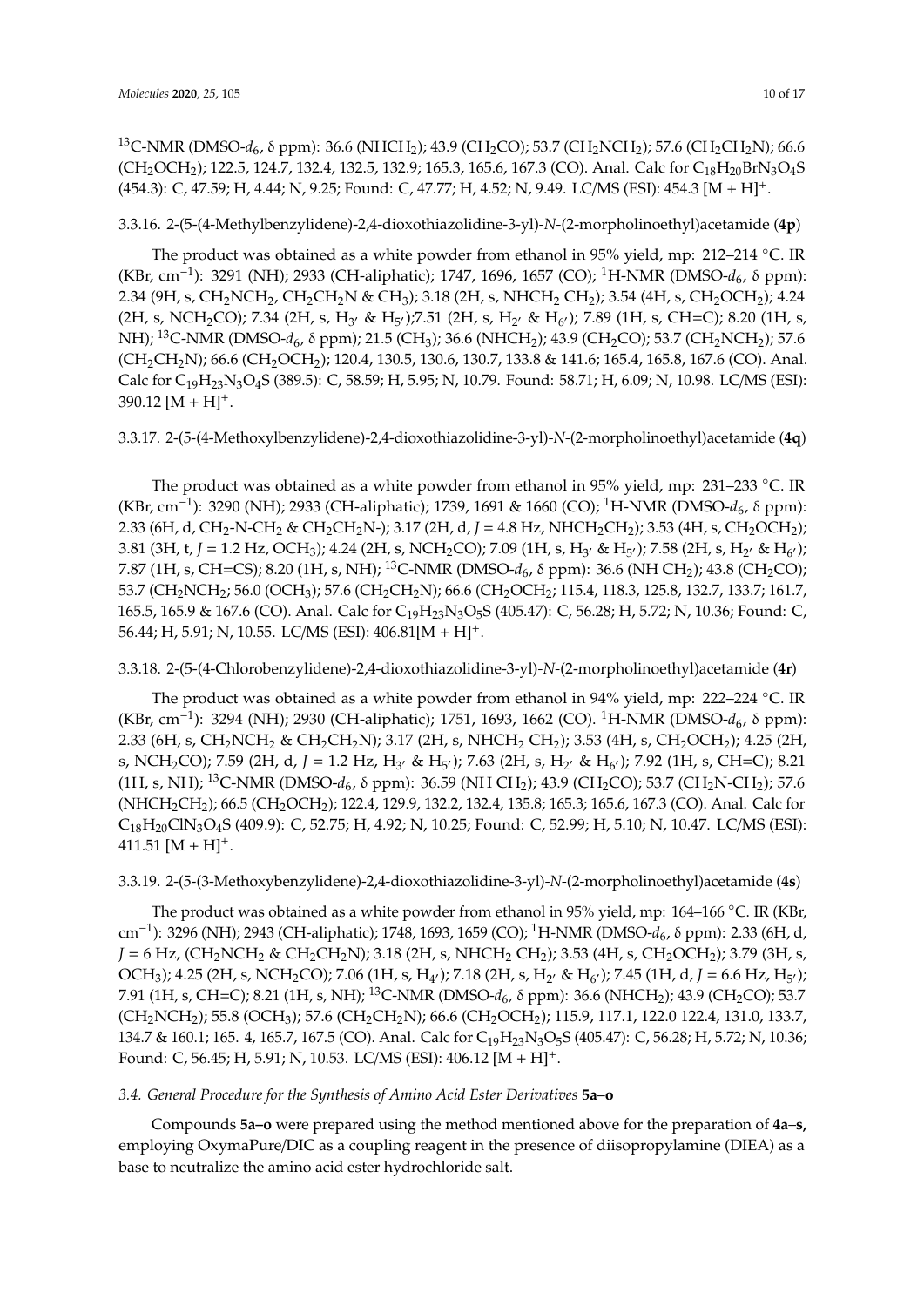$^{13}C$-NMR (DMSO-$d_6$, δ ppm): 36.6 (NHCH$_2$); 43.9 (CH$_2$CO); 53.7 (CH$_2$NCH$_2$); 57.6 (CH$_2$CH$_2$N); 66.6 (CH$_2$OCH$_2$); 122.5, 124.7, 132.4, 132.5, 132.9; 165.3, 165.6, 167.3 (CO). Anal. Calc for $C_{18}H_{20}BrN_3O_4S$ (454.3): C, 47.59; H, 4.44; N, 9.25; Found: C, 47.77; H, 4.52; N, 9.49. LC/MS (ESI): 454.3 $[M + H]^+$.

#### 3.3.16. 2-(5-(4-Methylbenzylidene)-2,4-dioxothiazolidine-3-yl)-*N*-(2-morpholinoethyl)acetamide (**4p**)

The product was obtained as a white powder from ethanol in 95% yield, mp: 212–214 °C. IR (KBr, $cm^{-1}$): 3291 (NH); 2933 (CH-aliphatic); 1747, 1696, 1657 (CO); $^1H$-NMR (DMSO-$d_6$, δ ppm): 2.34 (9H, s, CH$_2$NCH$_2$, CH$_2$CH$_2$N & CH$_3$); 3.18 (2H, s, NHCH$_2$ CH$_2$); 3.54 (4H, s, CH$_2$OCH$_2$); 4.24 (2H, s, NCH$_2$CO); 7.34 (2H, s, H$_{3'}$ & H$_{5'}$);7.51 (2H, s, H$_{2'}$ & H$_{6'}$); 7.89 (1H, s, CH=C); 8.20 (1H, s, NH); $^{13}C$-NMR (DMSO-$d_6$, δ ppm): 21.5 (CH$_3$); 36.6 (NHCH$_2$); 43.9 (CH$_2$CO); 53.7 (CH$_2$NCH$_2$); 57.6 (CH$_2$CH$_2$N); 66.6 (CH$_2$OCH$_2$); 120.4, 130.5, 130.6, 130.7, 133.8 & 141.6; 165.4, 165.8, 167.6 (CO). Anal. Calc for $C_{19}H_{23}N_3O_4S$ (389.5): C, 58.59; H, 5.95; N, 10.79. Found: 58.71; H, 6.09; N, 10.98. LC/MS (ESI): 390.12 $[M + H]^+$.

#### 3.3.17. 2-(5-(4-Methoxylbenzylidene)-2,4-dioxothiazolidine-3-yl)-*N*-(2-morpholinoethyl)acetamide (**4q**)

The product was obtained as a white powder from ethanol in 95% yield, mp: 231–233 °C. IR (KBr, $cm^{-1}$): 3290 (NH); 2933 (CH-aliphatic); 1739, 1691 & 1660 (CO); $^1H$-NMR (DMSO-$d_6$, δ ppm): 2.33 (6H, d, CH$_2$-N-CH$_2$ & CH$_2$CH$_2$N-); 3.17 (2H, d, $J$ = 4.8 Hz, NHCH$_2$CH$_2$); 3.53 (4H, s, CH$_2$OCH$_2$); 3.81 (3H, t, $J$ = 1.2 Hz, OCH$_3$); 4.24 (2H, s, NCH$_2$CO); 7.09 (1H, s, H$_{3'}$ & H$_{5'}$); 7.58 (2H, s, H$_{2'}$ & H$_{6'}$); 7.87 (1H, s, CH=CS); 8.20 (1H, s, NH); $^{13}C$-NMR (DMSO-$d_6$, δ ppm): 36.6 (NH CH$_2$); 43.8 (CH$_2$CO); 53.7 (CH$_2$NCH$_2$; 56.0 (OCH$_3$); 57.6 (CH$_2$CH$_2$N); 66.6 (CH$_2$OCH$_2$; 115.4, 118.3, 125.8, 132.7, 133.7; 161.7, 165.5, 165.9 & 167.6 (CO). Anal. Calc for $C_{19}H_{23}N_3O_5S$ (405.47): C, 56.28; H, 5.72; N, 10.36; Found: C, 56.44; H, 5.91; N, 10.55. LC/MS (ESI): 406.81$[M + H]^+$.

#### 3.3.18. 2-(5-(4-Chlorobenzylidene)-2,4-dioxothiazolidine-3-yl)-*N*-(2-morpholinoethyl)acetamide (**4r**)

The product was obtained as a white powder from ethanol in 94% yield, mp: 222–224 °C. IR (KBr, $cm^{-1}$): 3294 (NH); 2930 (CH-aliphatic); 1751, 1693, 1662 (CO). $^1H$-NMR (DMSO-$d_6$, δ ppm): 2.33 (6H, s, CH$_2$NCH$_2$ & CH$_2$CH$_2$N); 3.17 (2H, s, NHCH$_2$ CH$_2$); 3.53 (4H, s, CH$_2$OCH$_2$); 4.25 (2H, s, NCH$_2$CO); 7.59 (2H, d, $J$ = 1.2 Hz, H$_{3'}$ & H$_{5'}$); 7.63 (2H, s, H$_{2'}$ & H$_{6'}$); 7.92 (1H, s, CH=C); 8.21 (1H, s, NH); $^{13}C$-NMR (DMSO-$d_6$, δ ppm): 36.59 (NH CH$_2$); 43.9 (CH$_2$CO); 53.7 (CH$_2$N-CH$_2$); 57.6 (NHCH$_2$CH$_2$); 66.5 (CH$_2$OCH$_2$); 122.4, 129.9, 132.2, 132.4, 135.8; 165.3; 165.6, 167.3 (CO). Anal. Calc for $C_{18}H_{20}ClN_3O_4S$ (409.9): C, 52.75; H, 4.92; N, 10.25; Found: C, 52.99; H, 5.10; N, 10.47. LC/MS (ESI): 411.51 $[M + H]^+$.

#### 3.3.19. 2-(5-(3-Methoxybenzylidene)-2,4-dioxothiazolidine-3-yl)-*N*-(2-morpholinoethyl)acetamide (**4s**)

The product was obtained as a white powder from ethanol in 95% yield, mp: 164–166 °C. IR (KBr, $cm^{-1}$): 3296 (NH); 2943 (CH-aliphatic); 1748, 1693, 1659 (CO); $^1H$-NMR (DMSO-$d_6$, δ ppm): 2.33 (6H, d, $J$ = 6 Hz, (CH$_2$NCH$_2$ & CH$_2$CH$_2$N); 3.18 (2H, s, NHCH$_2$ CH$_2$); 3.53 (4H, s, CH$_2$OCH$_2$); 3.79 (3H, s, OCH$_3$); 4.25 (2H, s, NCH$_2$CO); 7.06 (1H, s, H$_{4'}$); 7.18 (2H, s, H$_{2'}$ & H$_{6'}$); 7.45 (1H, d, $J$ = 6.6 Hz, H$_{5'}$); 7.91 (1H, s, CH=C); 8.21 (1H, s, NH); $^{13}C$-NMR (DMSO-$d_6$, δ ppm): 36.6 (NHCH$_2$); 43.9 (CH$_2$CO); 53.7 (CH$_2$NCH$_2$); 55.8 (OCH$_3$); 57.6 (CH$_2$CH$_2$N); 66.6 (CH$_2$OCH$_2$); 115.9, 117.1, 122.0 122.4, 131.0, 133.7, 134.7 & 160.1; 165. 4, 165.7, 167.5 (CO). Anal. Calc for $C_{19}H_{23}N_3O_5S$ (405.47): C, 56.28; H, 5.72; N, 10.36; Found: C, 56.45; H, 5.91; N, 10.53. LC/MS (ESI): 406.12 $[M + H]^+$.

### *3.4. General Procedure for the Synthesis of Amino Acid Ester Derivatives* **5a–o**

Compounds **5a–o** were prepared using the method mentioned above for the preparation of **4a–s,** employing OxymaPure/DIC as a coupling reagent in the presence of diisopropylamine (DIEA) as a base to neutralize the amino acid ester hydrochloride salt.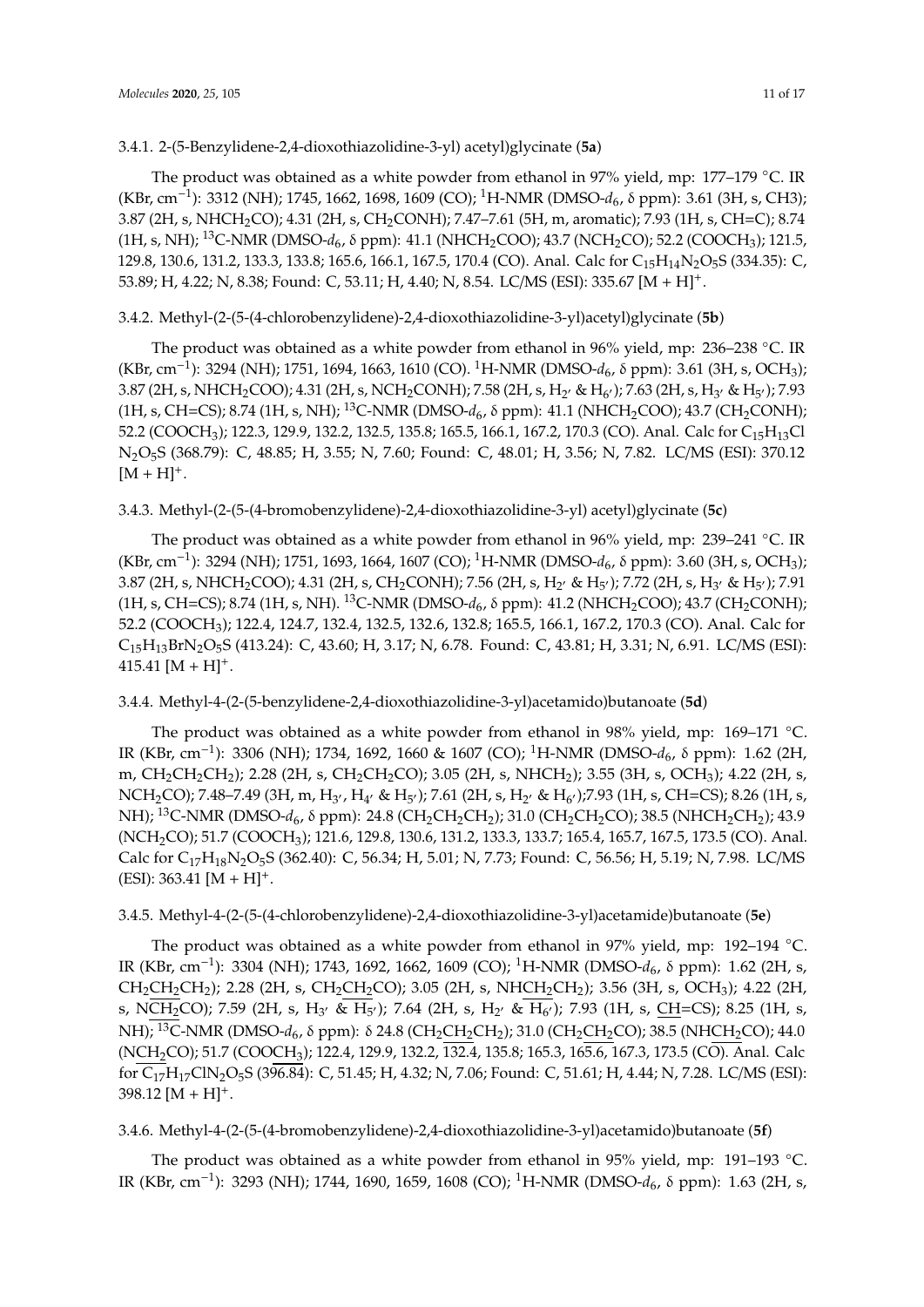#### 3.4.1. 2-(5-Benzylidene-2,4-dioxothiazolidine-3-yl) acetyl)glycinate (**5a**)

The product was obtained as a white powder from ethanol in 97% yield, mp: 177–179 °C. IR (KBr, $cm^{-1}$): 3312 (NH); 1745, 1662, 1698, 1609 (CO); $^{1}$H-NMR (DMSO-$d_6$, δ ppm): 3.61 (3H, s, CH3); 3.87 (2H, s, $NHCH_2CO$); 4.31 (2H, s, $CH_2CONH$); 7.47–7.61 (5H, m, aromatic); 7.93 (1H, s, CH=C); 8.74 (1H, s, NH); $^{13}$C-NMR (DMSO-$d_6$, δ ppm): 41.1 ($NHCH_2COO$); 43.7 ($NCH_2CO$); 52.2 ($COOCH_3$); 121.5, 129.8, 130.6, 131.2, 133.3, 133.8; 165.6, 166.1, 167.5, 170.4 (CO). Anal. Calc for $C_{15}H_{14}N_2O_5S$ (334.35): C, 53.89; H, 4.22; N, 8.38; Found: C, 53.11; H, 4.40; N, 8.54. LC/MS (ESI): 335.67 $[M + H]^+$.

#### 3.4.2. Methyl-(2-(5-(4-chlorobenzylidene)-2,4-dioxothiazolidine-3-yl)acetyl)glycinate (**5b**)

The product was obtained as a white powder from ethanol in 96% yield, mp: 236–238 °C. IR (KBr, $cm^{-1}$): 3294 (NH); 1751, 1694, 1663, 1610 (CO). $^{1}$H-NMR (DMSO-$d_6$, δ ppm): 3.61 (3H, s, $OCH_3$); 3.87 (2H, s, $NHCH_2COO$); 4.31 (2H, s, $NCH_2CONH$); 7.58 (2H, s, $H_{2'}$ & $H_{6'}$); 7.63 (2H, s, $H_{3'}$ & $H_{5'}$); 7.93 (1H, s, CH=CS); 8.74 (1H, s, NH); $^{13}$C-NMR (DMSO-$d_6$, δ ppm): 41.1 ($NHCH_2COO$); 43.7 ($CH_2CONH$); 52.2 ($COOCH_3$); 122.3, 129.9, 132.2, 132.5, 135.8; 165.5, 166.1, 167.2, 170.3 (CO). Anal. Calc for $C_{15}H_{13}Cl N_2O_5S$ (368.79): C, 48.85; H, 3.55; N, 7.60; Found: C, 48.01; H, 3.56; N, 7.82. LC/MS (ESI): 370.12 $[M + H]^+$.

#### 3.4.3. Methyl-(2-(5-(4-bromobenzylidene)-2,4-dioxothiazolidine-3-yl) acetyl)glycinate (**5c**)

The product was obtained as a white powder from ethanol in 96% yield, mp: 239–241 °C. IR (KBr, $cm^{-1}$): 3294 (NH); 1751, 1693, 1664, 1607 (CO); $^{1}$H-NMR (DMSO-$d_6$, δ ppm): 3.60 (3H, s, $OCH_3$); 3.87 (2H, s, $NHCH_2COO$); 4.31 (2H, s, $CH_2CONH$); 7.56 (2H, s, $H_{2'}$ & $H_{5'}$); 7.72 (2H, s, $H_{3'}$ & $H_{5'}$); 7.91 (1H, s, CH=CS); 8.74 (1H, s, NH). $^{13}$C-NMR (DMSO-$d_6$, δ ppm): 41.2 ($NHCH_2COO$); 43.7 ($CH_2CONH$); 52.2 ($COOCH_3$); 122.4, 124.7, 132.4, 132.5, 132.6, 132.8; 165.5, 166.1, 167.2, 170.3 (CO). Anal. Calc for $C_{15}H_{13}BrN_2O_5S$ (413.24): C, 43.60; H, 3.17; N, 6.78. Found: C, 43.81; H, 3.31; N, 6.91. LC/MS (ESI): 415.41 $[M + H]^+$.

#### 3.4.4. Methyl-4-(2-(5-benzylidene-2,4-dioxothiazolidine-3-yl)acetamido)butanoate (**5d**)

The product was obtained as a white powder from ethanol in 98% yield, mp: 169–171 °C. IR (KBr, $cm^{-1}$): 3306 (NH); 1734, 1692, 1660 & 1607 (CO); $^{1}$H-NMR (DMSO-$d_6$, δ ppm): 1.62 (2H, m, $CH_2CH_2CH_2$); 2.28 (2H, s, $CH_2CH_2CO$); 3.05 (2H, s, $NHCH_2$); 3.55 (3H, s, $OCH_3$); 4.22 (2H, s, $NCH_2CO$); 7.48–7.49 (3H, m, $H_{3'}$, $H_{4'}$ & $H_{5'}$); 7.61 (2H, s, $H_{2'}$ & $H_{6'}$);7.93 (1H, s, CH=CS); 8.26 (1H, s, NH); $^{13}$C-NMR (DMSO-$d_6$, δ ppm): 24.8 ($CH_2CH_2CH_2$); 31.0 ($CH_2CH_2CO$); 38.5 ($NHCH_2CH_2$); 43.9 ($NCH_2CO$); 51.7 ($COOCH_3$); 121.6, 129.8, 130.6, 131.2, 133.3, 133.7; 165.4, 165.7, 167.5, 173.5 (CO). Anal. Calc for $C_{17}H_{18}N_2O_5S$ (362.40): C, 56.34; H, 5.01; N, 7.73; Found: C, 56.56; H, 5.19; N, 7.98. LC/MS (ESI): 363.41 $[M + H]^+$.

#### 3.4.5. Methyl-4-(2-(5-(4-chlorobenzylidene)-2,4-dioxothiazolidine-3-yl)acetamide)butanoate (**5e**)

The product was obtained as a white powder from ethanol in 97% yield, mp: 192–194 °C. IR (KBr, $cm^{-1}$): 3304 (NH); 1743, 1692, 1662, 1609 (CO); $^{1}$H-NMR (DMSO-$d_6$, δ ppm): 1.62 (2H, s, $CH_2\underline{CH_2}CH_2$); 2.28 (2H, s, $CH_2\underline{CH_2}CO$); 3.05 (2H, s, $NH\underline{CH_2}CH_2$); 3.56 (3H, s, $OCH_3$); 4.22 (2H, s, $N\underline{CH_2}CO$); 7.59 (2H, s, $H_{3'}$ & $H_{5'}$); 7.64 (2H, s, $H_{2'}$ & $H_{6'}$); 7.93 (1H, s, $\underline{CH}$=CS); 8.25 (1H, s, NH); $^{13}$C-NMR (DMSO-$d_6$, δ ppm): δ 24.8 ($CH_2\underline{CH_2}CH_2$); 31.0 ($CH_2\underline{CH_2}CO$); 38.5 ($NH\underline{CH_2}CO$); 44.0 ($N\underline{CH_2}CO$); 51.7 ($COO\underline{CH_3}$); 122.4, 129.9, 132.2, 132.4, 135.8; 165.3, 165.6, 167.3, 173.5 (CO). Anal. Calc for $C_{17}H_{17}ClN_2O_5S$ (396.84): C, 51.45; H, 4.32; N, 7.06; Found: C, 51.61; H, 4.44; N, 7.28. LC/MS (ESI): 398.12 $[M + H]^+$.

#### 3.4.6. Methyl-4-(2-(5-(4-bromobenzylidene)-2,4-dioxothiazolidine-3-yl)acetamido)butanoate (**5f**)

The product was obtained as a white powder from ethanol in 95% yield, mp: 191–193 °C. IR (KBr, $cm^{-1}$): 3293 (NH); 1744, 1690, 1659, 1608 (CO); $^{1}$H-NMR (DMSO-$d_6$, δ ppm): 1.63 (2H, s,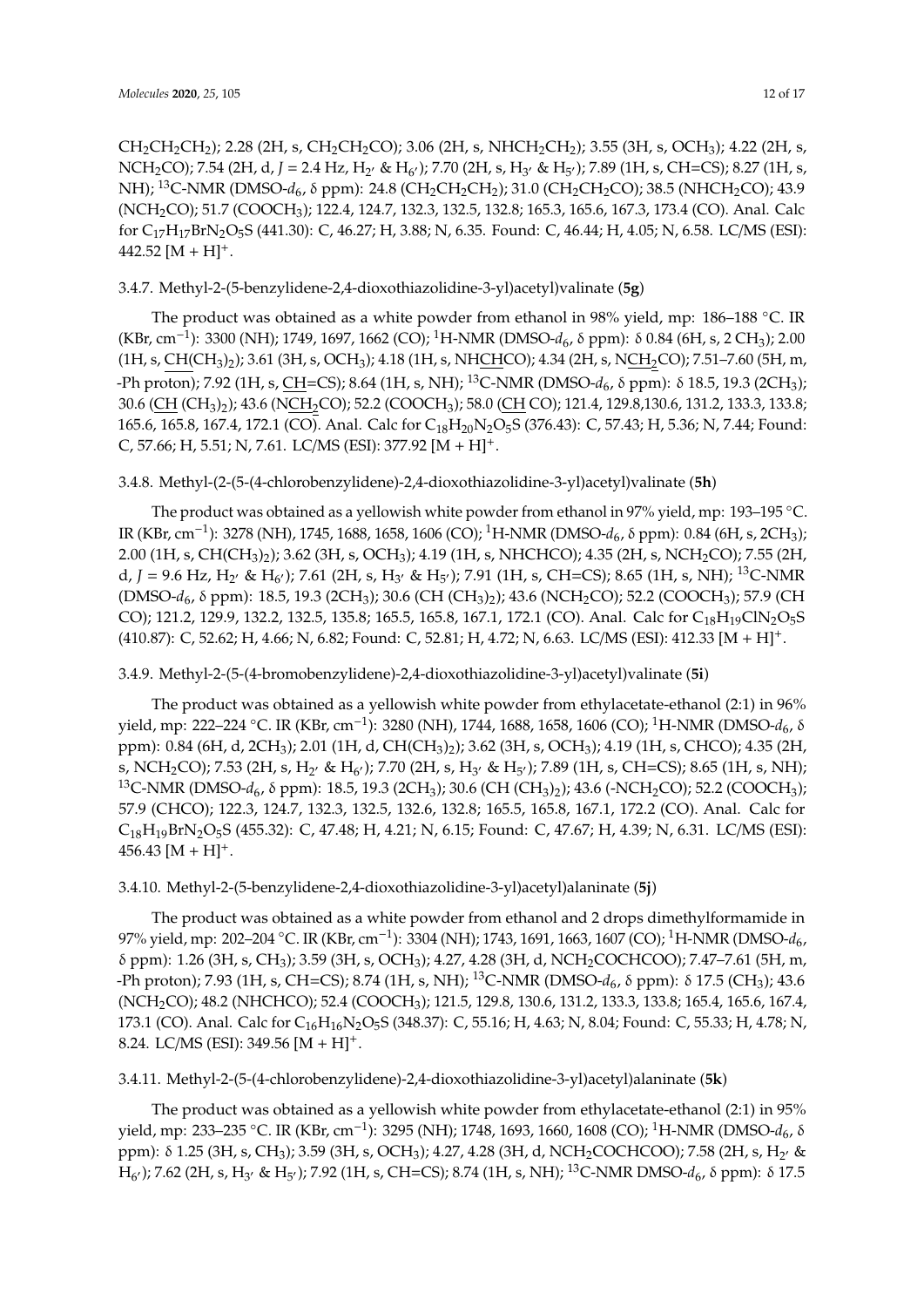$CH_2CH_2CH_2$); 2.28 (2H, s, $CH_2CH_2CO$); 3.06 (2H, s, $NHCH_2CH_2$); 3.55 (3H, s, $OCH_3$); 4.22 (2H, s, $NCH_2CO$); 7.54 (2H, d, $J$ = 2.4 Hz, $H_{2'}$ & $H_{6'}$); 7.70 (2H, s, $H_{3'}$ & $H_{5'}$); 7.89 (1H, s, CH=CS); 8.27 (1H, s, NH); $^{13}$C-NMR (DMSO-$d_6$, δ ppm): 24.8 ($CH_2CH_2CH_2$); 31.0 ($CH_2CH_2CO$); 38.5 ($NHCH_2CO$); 43.9 ($NCH_2CO$); 51.7 ($COOCH_3$); 122.4, 124.7, 132.3, 132.5, 132.8; 165.3, 165.6, 167.3, 173.4 (CO). Anal. Calc for $C_{17}H_{17}BrN_2O_5S$ (441.30): C, 46.27; H, 3.88; N, 6.35. Found: C, 46.44; H, 4.05; N, 6.58. LC/MS (ESI): 442.52 $[M + H]^+$.

### 3.4.7. Methyl-2-(5-benzylidene-2,4-dioxothiazolidine-3-yl)acetyl)valinate (**5g**)

The product was obtained as a white powder from ethanol in 98% yield, mp: 186–188 °C. IR (KBr, $cm^{-1}$): 3300 (NH); 1749, 1697, 1662 (CO); $^1$H-NMR (DMSO-$d_6$, δ ppm): δ 0.84 (6H, s, 2 $CH_3$); 2.00 (1H, s, $\underline{CH}(CH_3)_2$); 3.61 (3H, s, $OCH_3$); 4.18 (1H, s, $NH\underline{CH}CO$); 4.34 (2H, s, $N\underline{CH_2}CO$); 7.51–7.60 (5H, m, -Ph proton); 7.92 (1H, s, $\underline{CH}$=CS); 8.64 (1H, s, NH); $^{13}$C-NMR (DMSO-$d_6$, δ ppm): δ 18.5, 19.3 (2$CH_3$); 30.6 ($\underline{CH}$ $(CH_3)_2$); 43.6 ($N\underline{CH_2}CO$); 52.2 ($COOCH_3$); 58.0 ($\underline{CH}$ CO); 121.4, 129.8,130.6, 131.2, 133.3, 133.8; 165.6, 165.8, 167.4, 172.1 (CO). Anal. Calc for $C_{18}H_{20}N_2O_5S$ (376.43): C, 57.43; H, 5.36; N, 7.44; Found: C, 57.66; H, 5.51; N, 7.61. LC/MS (ESI): 377.92 $[M + H]^+$.

### 3.4.8. Methyl-(2-(5-(4-chlorobenzylidene)-2,4-dioxothiazolidine-3-yl)acetyl)valinate (**5h**)

The product was obtained as a yellowish white powder from ethanol in 97% yield, mp: 193–195 °C. IR (KBr, $cm^{-1}$): 3278 (NH), 1745, 1688, 1658, 1606 (CO); $^1$H-NMR (DMSO-$d_6$, δ ppm): 0.84 (6H, s, 2$CH_3$); 2.00 (1H, s, $CH(CH_3)_2$); 3.62 (3H, s, $OCH_3$); 4.19 (1H, s, NHCHCO); 4.35 (2H, s, $NCH_2CO$); 7.55 (2H, d, $J$ = 9.6 Hz, $H_{2'}$ & $H_{6'}$); 7.61 (2H, s, $H_{3'}$ & $H_{5'}$); 7.91 (1H, s, CH=CS); 8.65 (1H, s, NH); $^{13}$C-NMR (DMSO-$d_6$, δ ppm): 18.5, 19.3 (2$CH_3$); 30.6 (CH $(CH_3)_2$); 43.6 ($NCH_2CO$); 52.2 ($COOCH_3$); 57.9 (CH CO); 121.2, 129.9, 132.2, 132.5, 135.8; 165.5, 165.8, 167.1, 172.1 (CO). Anal. Calc for $C_{18}H_{19}ClN_2O_5S$ (410.87): C, 52.62; H, 4.66; N, 6.82; Found: C, 52.81; H, 4.72; N, 6.63. LC/MS (ESI): 412.33 $[M + H]^+$.

### 3.4.9. Methyl-2-(5-(4-bromobenzylidene)-2,4-dioxothiazolidine-3-yl)acetyl)valinate (**5i**)

The product was obtained as a yellowish white powder from ethylacetate-ethanol (2:1) in 96% yield, mp: 222–224 °C. IR (KBr, $cm^{-1}$): 3280 (NH), 1744, 1688, 1658, 1606 (CO); $^1$H-NMR (DMSO-$d_6$, δ ppm): 0.84 (6H, d, 2$CH_3$); 2.01 (1H, d, $CH(CH_3)_2$); 3.62 (3H, s, $OCH_3$); 4.19 (1H, s, CHCO); 4.35 (2H, s, $NCH_2CO$); 7.53 (2H, s, $H_{2'}$ & $H_{6'}$); 7.70 (2H, s, $H_{3'}$ & $H_{5'}$); 7.89 (1H, s, CH=CS); 8.65 (1H, s, NH); $^{13}$C-NMR (DMSO-$d_6$, δ ppm): 18.5, 19.3 (2$CH_3$); 30.6 (CH $(CH_3)_2$); 43.6 (-$NCH_2CO$); 52.2 ($COOCH_3$); 57.9 (CHCO); 122.3, 124.7, 132.3, 132.5, 132.6, 132.8; 165.5, 165.8, 167.1, 172.2 (CO). Anal. Calc for $C_{18}H_{19}BrN_2O_5S$ (455.32): C, 47.48; H, 4.21; N, 6.15; Found: C, 47.67; H, 4.39; N, 6.31. LC/MS (ESI): 456.43 $[M + H]^+$.

### 3.4.10. Methyl-2-(5-benzylidene-2,4-dioxothiazolidine-3-yl)acetyl)alaninate (**5j**)

The product was obtained as a white powder from ethanol and 2 drops dimethylformamide in 97% yield, mp: 202–204 °C. IR (KBr, $cm^{-1}$): 3304 (NH); 1743, 1691, 1663, 1607 (CO); $^1$H-NMR (DMSO-$d_6$, δ ppm): 1.26 (3H, s, $CH_3$); 3.59 (3H, s, $OCH_3$); 4.27, 4.28 (3H, d, $NCH_2COCHCOO$); 7.47–7.61 (5H, m, -Ph proton); 7.93 (1H, s, CH=CS); 8.74 (1H, s, NH); $^{13}$C-NMR (DMSO-$d_6$, δ ppm): δ 17.5 ($CH_3$); 43.6 ($NCH_2CO$); 48.2 (NHCHCO); 52.4 ($COOCH_3$); 121.5, 129.8, 130.6, 131.2, 133.3, 133.8; 165.4, 165.6, 167.4, 173.1 (CO). Anal. Calc for $C_{16}H_{16}N_2O_5S$ (348.37): C, 55.16; H, 4.63; N, 8.04; Found: C, 55.33; H, 4.78; N, 8.24. LC/MS (ESI): 349.56 $[M + H]^+$.

### 3.4.11. Methyl-2-(5-(4-chlorobenzylidene)-2,4-dioxothiazolidine-3-yl)acetyl)alaninate (**5k**)

The product was obtained as a yellowish white powder from ethylacetate-ethanol (2:1) in 95% yield, mp: 233–235 °C. IR (KBr, $cm^{-1}$): 3295 (NH); 1748, 1693, 1660, 1608 (CO); $^1$H-NMR (DMSO-$d_6$, δ ppm): δ 1.25 (3H, s, $CH_3$); 3.59 (3H, s, $OCH_3$); 4.27, 4.28 (3H, d, $NCH_2COCHCOO$); 7.58 (2H, s, $H_{2'}$ & $H_{6'}$); 7.62 (2H, s, $H_{3'}$ & $H_{5'}$); 7.92 (1H, s, CH=CS); 8.74 (1H, s, NH); $^{13}$C-NMR DMSO-$d_6$, δ ppm): δ 17.5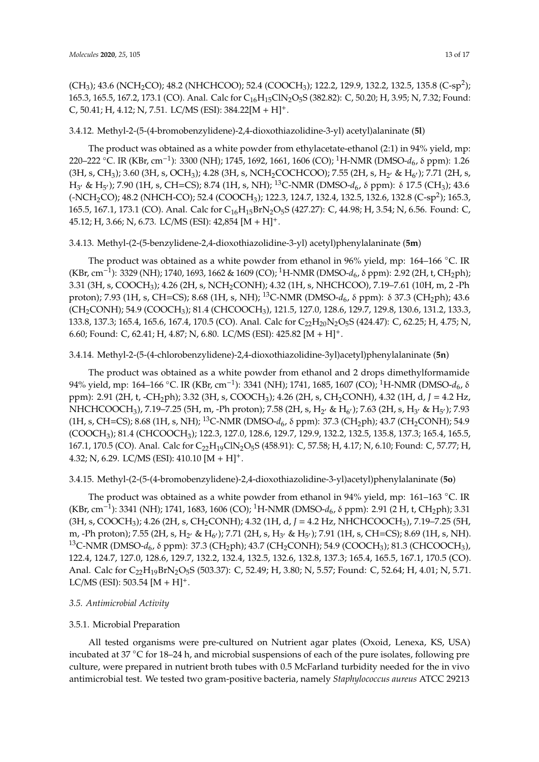($CH_3$); 43.6 ($NCH_2CO$); 48.2 (NHCHCOO); 52.4 ($COOCH_3$); 122.2, 129.9, 132.2, 132.5, 135.8 (C-sp$^2$); 165.3, 165.5, 167.2, 173.1 (CO). Anal. Calc for $C_{16}H_{15}ClN_2O_5S$ (382.82): C, 50.20; H, 3.95; N, 7.32; Found: C, 50.41; H, 4.12; N, 7.51. LC/MS (ESI): 384.22[M + H]$^+$.

3.4.12. Methyl-2-(5-(4-bromobenzylidene)-2,4-dioxothiazolidine-3-yl) acetyl)alaninate (**5l**)

The product was obtained as a white powder from ethylacetate-ethanol (2:1) in 94% yield, mp: 220–222 °C. IR (KBr, cm$^{-1}$): 3300 (NH); 1745, 1692, 1661, 1606 (CO); $^1$H-NMR (DMSO-$d_6$, δ ppm): 1.26 (3H, s, $CH_3$); 3.60 (3H, s, $OCH_3$); 4.28 (3H, s, $NCH_2COCHCOO$); 7.55 (2H, s, $H_{2'}$ & $H_{6'}$); 7.71 (2H, s, $H_{3'}$ & $H_{5'}$); 7.90 (1H, s, CH=CS); 8.74 (1H, s, NH); $^{13}$C-NMR (DMSO-$d_6$, δ ppm): δ 17.5 ($CH_3$); 43.6 (-$NCH_2CO$); 48.2 (NHCH-CO); 52.4 ($COOCH_3$); 122.3, 124.7, 132.4, 132.5, 132.6, 132.8 (C-sp$^2$); 165.3, 165.5, 167.1, 173.1 (CO). Anal. Calc for $C_{16}H_{15}BrN_2O_5S$ (427.27): C, 44.98; H, 3.54; N, 6.56. Found: C, 45.12; H, 3.66; N, 6.73. LC/MS (ESI): 42,854 [M + H]$^+$.

3.4.13. Methyl-(2-(5-benzylidene-2,4-dioxothiazolidine-3-yl) acetyl)phenylalaninate (**5m**)

The product was obtained as a white powder from ethanol in 96% yield, mp: 164–166 °C. IR (KBr, cm$^{-1}$): 3329 (NH); 1740, 1693, 1662 & 1609 (CO); $^1$H-NMR (DMSO-$d_6$, δ ppm): 2.92 (2H, t, $CH_2$ph); 3.31 (3H, s, $COOCH_3$); 4.26 (2H, s, $NCH_2CONH$); 4.32 (1H, s, NHCHCOO), 7.19–7.61 (10H, m, 2 -Ph proton); 7.93 (1H, s, CH=CS); 8.68 (1H, s, NH); $^{13}$C-NMR (DMSO-$d_6$, δ ppm): δ 37.3 ($CH_2$ph); 43.6 ($CH_2CONH$); 54.9 ($COOCH_3$); 81.4 ($CHCOOCH_3$), 121.5, 127.0, 128.6, 129.7, 129.8, 130.6, 131.2, 133.3, 133.8, 137.3; 165.4, 165.6, 167.4, 170.5 (CO). Anal. Calc for $C_{22}H_{20}N_2O_5S$ (424.47): C, 62.25; H, 4.75; N, 6.60; Found: C, 62.41; H, 4.87; N, 6.80. LC/MS (ESI): 425.82 [M + H]$^+$.

3.4.14. Methyl-2-(5-(4-chlorobenzylidene)-2,4-dioxothiazolidine-3yl)acetyl)phenylalaninate (**5n**)

The product was obtained as a white powder from ethanol and 2 drops dimethylformamide 94% yield, mp: 164–166 °C. IR (KBr, cm$^{-1}$): 3341 (NH); 1741, 1685, 1607 (CO); $^1$H-NMR (DMSO-$d_6$, δ ppm): 2.91 (2H, t, -$CH_2$ph); 3.32 (3H, s, $COOCH_3$); 4.26 (2H, s, $CH_2CONH$), 4.32 (1H, d, $J$ = 4.2 Hz, $NHCHCOOCH_3$), 7.19–7.25 (5H, m, -Ph proton); 7.58 (2H, s, $H_{2'}$ & $H_{6'}$); 7.63 (2H, s, $H_{3'}$ & $H_{5'}$); 7.93 (1H, s, CH=CS); 8.68 (1H, s, NH); $^{13}$C-NMR (DMSO-$d_6$, δ ppm): 37.3 ($CH_2$ph); 43.7 ($CH_2CONH$); 54.9 ($COOCH_3$); 81.4 ($CHCOOCH_3$); 122.3, 127.0, 128.6, 129.7, 129.9, 132.2, 132.5, 135.8, 137.3; 165.4, 165.5, 167.1, 170.5 (CO). Anal. Calc for $C_{22}H_{19}ClN_2O_5S$ (458.91): C, 57.58; H, 4.17; N, 6.10; Found: C, 57.77; H, 4.32; N, 6.29. LC/MS (ESI): 410.10 [M + H]$^+$.

3.4.15. Methyl-(2-(5-(4-bromobenzylidene)-2,4-dioxothiazolidine-3-yl)acetyl)phenylalaninate (**5o**)

The product was obtained as a white powder from ethanol in 94% yield, mp: 161–163 °C. IR (KBr, cm$^{-1}$): 3341 (NH); 1741, 1683, 1606 (CO); $^1$H-NMR (DMSO-$d_6$, δ ppm): 2.91 (2 H, t, $CH_2$ph); 3.31 (3H, s, $COOCH_3$); 4.26 (2H, s, $CH_2CONH$); 4.32 (1H, d, $J$ = 4.2 Hz, $NHCHCOOCH_3$), 7.19–7.25 (5H, m, -Ph proton); 7.55 (2H, s, $H_{2'}$ & $H_{6'}$); 7.71 (2H, s, $H_{3'}$ & $H_{5'}$); 7.91 (1H, s, CH=CS); 8.69 (1H, s, NH). $^{13}$C-NMR (DMSO-$d_6$, δ ppm): 37.3 ($CH_2$ph); 43.7 ($CH_2CONH$); 54.9 ($COOCH_3$); 81.3 ($CHCOOCH_3$), 122.4, 124.7, 127.0, 128.6, 129.7, 132.2, 132.4, 132.5, 132.6, 132.8, 137.3; 165.4, 165.5, 167.1, 170.5 (CO). Anal. Calc for $C_{22}H_{19}BrN_2O_5S$ (503.37): C, 52.49; H, 3.80; N, 5.57; Found: C, 52.64; H, 4.01; N, 5.71. LC/MS (ESI): 503.54 [M + H]$^+$.

### *3.5. Antimicrobial Activity*

3.5.1. Microbial Preparation

All tested organisms were pre-cultured on Nutrient agar plates (Oxoid, Lenexa, KS, USA) incubated at 37 °C for 18–24 h, and microbial suspensions of each of the pure isolates, following pre culture, were prepared in nutrient broth tubes with 0.5 McFarland turbidity needed for the in vivo antimicrobial test. We tested two gram-positive bacteria, namely *Staphylococcus aureus* ATCC 29213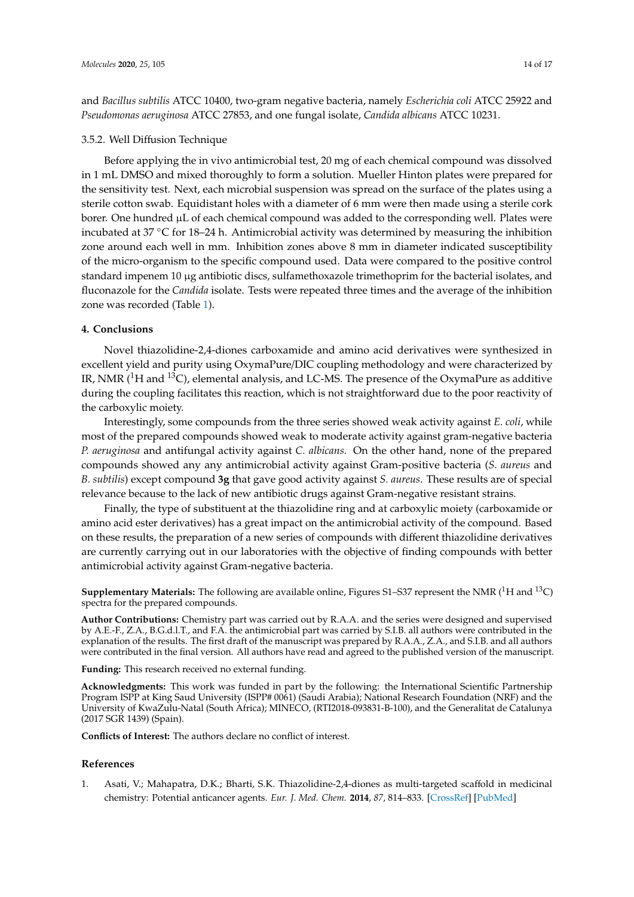and *Bacillus subtilis* ATCC 10400, two-gram negative bacteria, namely *Escherichia coli* ATCC 25922 and *Pseudomonas aeruginosa* ATCC 27853, and one fungal isolate, *Candida albicans* ATCC 10231.

### 3.5.2. Well Diffusion Technique

Before applying the in vivo antimicrobial test, 20 mg of each chemical compound was dissolved in 1 mL DMSO and mixed thoroughly to form a solution. Mueller Hinton plates were prepared for the sensitivity test. Next, each microbial suspension was spread on the surface of the plates using a sterile cotton swab. Equidistant holes with a diameter of 6 mm were then made using a sterile cork borer. One hundred µL of each chemical compound was added to the corresponding well. Plates were incubated at 37 °C for 18–24 h. Antimicrobial activity was determined by measuring the inhibition zone around each well in mm. Inhibition zones above 8 mm in diameter indicated susceptibility of the micro-organism to the specific compound used. Data were compared to the positive control standard impenem 10 µg antibiotic discs, sulfamethoxazole trimethoprim for the bacterial isolates, and fluconazole for the *Candida* isolate. Tests were repeated three times and the average of the inhibition zone was recorded (Table 1).

## 4. Conclusions

Novel thiazolidine-2,4-diones carboxamide and amino acid derivatives were synthesized in excellent yield and purity using OxymaPure/DIC coupling methodology and were characterized by IR, NMR ($^{1}$H and $^{13}$C), elemental analysis, and LC-MS. The presence of the OxymaPure as additive during the coupling facilitates this reaction, which is not straightforward due to the poor reactivity of the carboxylic moiety.

Interestingly, some compounds from the three series showed weak activity against *E. coli*, while most of the prepared compounds showed weak to moderate activity against gram-negative bacteria *P. aeruginosa* and antifungal activity against *C. albicans*. On the other hand, none of the prepared compounds showed any any antimicrobial activity against Gram-positive bacteria (*S. aureus* and *B. subtilis*) except compound **3g** that gave good activity against *S. aureus*. These results are of special relevance because to the lack of new antibiotic drugs against Gram-negative resistant strains.

Finally, the type of substituent at the thiazolidine ring and at carboxylic moiety (carboxamide or amino acid ester derivatives) has a great impact on the antimicrobial activity of the compound. Based on these results, the preparation of a new series of compounds with different thiazolidine derivatives are currently carrying out in our laboratories with the objective of finding compounds with better antimicrobial activity against Gram-negative bacteria.

**Supplementary Materials:** The following are available online, Figures S1–S37 represent the NMR ($^{1}$H and $^{13}$C) spectra for the prepared compounds.

**Author Contributions:** Chemistry part was carried out by R.A.A. and the series were designed and supervised by A.E.-F., Z.A., B.G.d.l.T., and F.A. the antimicrobial part was carried by S.I.B. all authors were contributed in the explanation of the results. The first draft of the manuscript was prepared by R.A.A., Z.A., and S.I.B. and all authors were contributed in the final version. All authors have read and agreed to the published version of the manuscript.

**Funding:** This research received no external funding.

**Acknowledgments:** This work was funded in part by the following: the International Scientific Partnership Program ISPP at King Saud University (ISPP# 0061) (Saudi Arabia); National Research Foundation (NRF) and the University of KwaZulu-Natal (South Africa); MINECO, (RTI2018-093831-B-100), and the Generalitat de Catalunya (2017 SGR 1439) (Spain).

**Conflicts of Interest:** The authors declare no conflict of interest.

## References

1. Asati, V.; Mahapatra, D.K.; Bharti, S.K. Thiazolidine-2,4-diones as multi-targeted scaffold in medicinal chemistry: Potential anticancer agents. *Eur. J. Med. Chem.* **2014**, *87*, 814–833. [CrossRef] [PubMed]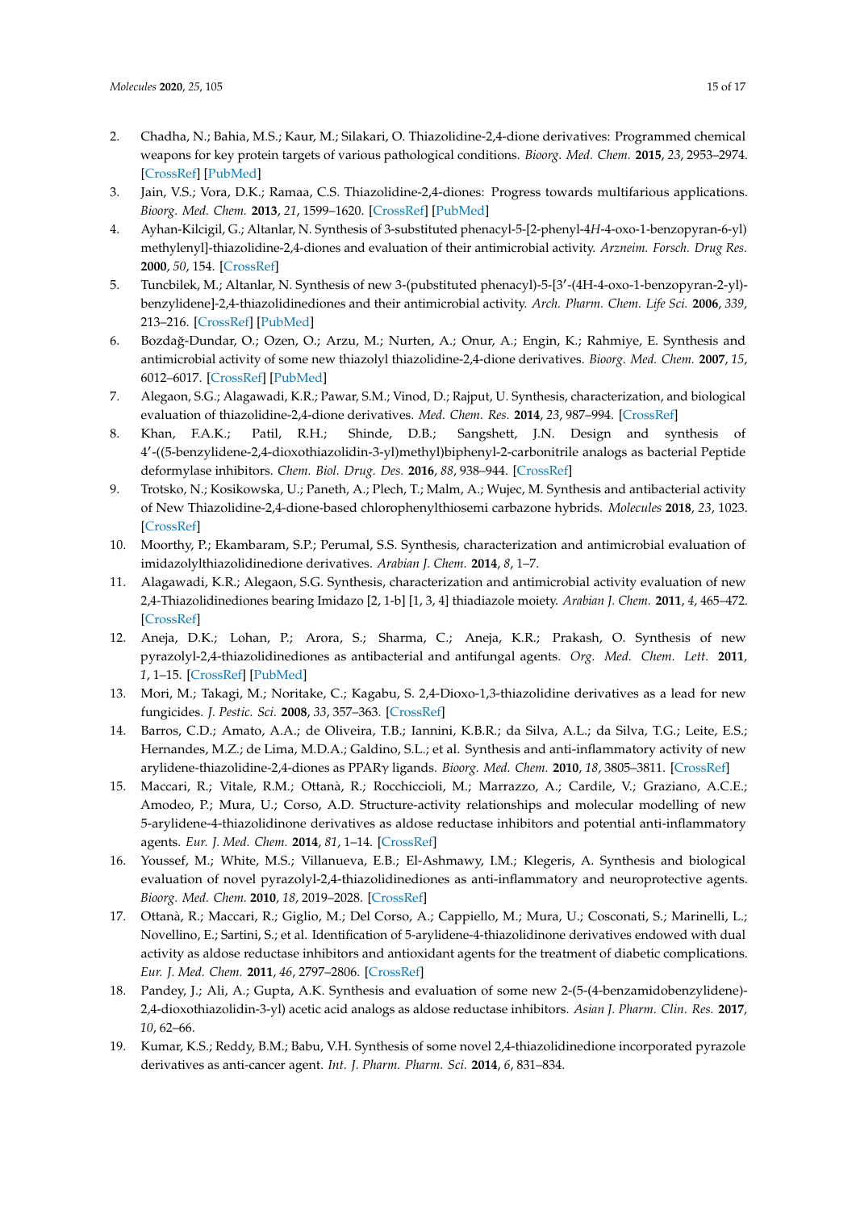2. Chadha, N.; Bahia, M.S.; Kaur, M.; Silakari, O. Thiazolidine-2,4-dione derivatives: Programmed chemical weapons for key protein targets of various pathological conditions. *Bioorg. Med. Chem.* **2015**, *23*, 2953–2974. [CrossRef] [PubMed]
3. Jain, V.S.; Vora, D.K.; Ramaa, C.S. Thiazolidine-2,4-diones: Progress towards multifarious applications. *Bioorg. Med. Chem.* **2013**, *21*, 1599–1620. [CrossRef] [PubMed]
4. Ayhan-Kilcigil, G.; Altanlar, N. Synthesis of 3-substituted phenacyl-5-[2-phenyl-4*H*-4-oxo-1-benzopyran-6-yl) methylenyl]-thiazolidine-2,4-diones and evaluation of their antimicrobial activity. *Arzneim. Forsch. Drug Res.* **2000**, *50*, 154. [CrossRef]
5. Tuncbilek, M.; Altanlar, N. Synthesis of new 3-(pubstituted phenacy)-5-[3′-(4H-4-oxo-1-benzopyran-2-yl)-benzylidene]-2,4-thiazolidinediones and their antimicrobial activity. *Arch. Pharm. Chem. Life Sci.* **2006**, *339*, 213–216. [CrossRef] [PubMed]
6. Bozdağ-Dundar, O.; Ozen, O.; Arzu, M.; Nurten, A.; Onur, A.; Engin, K.; Rahmiye, E. Synthesis and antimicrobial activity of some new thiazolyl thiazolidine-2,4-dione derivatives. *Bioorg. Med. Chem.* **2007**, *15*, 6012–6017. [CrossRef] [PubMed]
7. Alegaon, S.G.; Alagawadi, K.R.; Pawar, S.M.; Vinod, D.; Rajput, U. Synthesis, characterization, and biological evaluation of thiazolidine-2,4-dione derivatives. *Med. Chem. Res.* **2014**, *23*, 987–994. [CrossRef]
8. Khan, F.A.K.; Patil, R.H.; Shinde, D.B.; Sangshett, J.N. Design and synthesis of 4′-((5-benzylidene-2,4-dioxothiazolidin-3-yl)methyl)biphenyl-2-carbonitrile analogs as bacterial Peptide deformylase inhibitors. *Chem. Biol. Drug. Des.* **2016**, *88*, 938–944. [CrossRef]
9. Trotsko, N.; Kosikowska, U.; Paneth, A.; Plech, T.; Malm, A.; Wujec, M. Synthesis and antibacterial activity of New Thiazolidine-2,4-dione-based chlorophenylthiosemi carbazone hybrids. *Molecules* **2018**, *23*, 1023. [CrossRef]
10. Moorthy, P.; Ekambaram, S.P.; Perumal, S.S. Synthesis, characterization and antimicrobial evaluation of imidazolylthiazolidinedione derivatives. *Arabian J. Chem.* **2014**, *8*, 1–7.
11. Alagawadi, K.R.; Alegaon, S.G. Synthesis, characterization and antimicrobial activity evaluation of new 2,4-Thiazolidinediones bearing Imidazo [2, 1-b] [1, 3, 4] thiadiazole moiety. *Arabian J. Chem.* **2011**, *4*, 465–472. [CrossRef]
12. Aneja, D.K.; Lohan, P.; Arora, S.; Sharma, C.; Aneja, K.R.; Prakash, O. Synthesis of new pyrazolyl-2,4-thiazolidinediones as antibacterial and antifungal agents. *Org. Med. Chem. Lett.* **2011**, *1*, 1–15. [CrossRef] [PubMed]
13. Mori, M.; Takagi, M.; Noritake, C.; Kagabu, S. 2,4-Dioxo-1,3-thiazolidine derivatives as a lead for new fungicides. *J. Pestic. Sci.* **2008**, *33*, 357–363. [CrossRef]
14. Barros, C.D.; Amato, A.A.; de Oliveira, T.B.; Iannini, K.B.R.; da Silva, A.L.; da Silva, T.G.; Leite, E.S.; Hernandes, M.Z.; de Lima, M.D.A.; Galdino, S.L.; et al. Synthesis and anti-inflammatory activity of new arylidene-thiazolidine-2,4-diones as PPARγ ligands. *Bioorg. Med. Chem.* **2010**, *18*, 3805–3811. [CrossRef]
15. Maccari, R.; Vitale, R.M.; Ottanà, R.; Rocchiccioli, M.; Marrazzo, A.; Cardile, V.; Graziano, A.C.E.; Amodeo, P.; Mura, U.; Corso, A.D. Structure-activity relationships and molecular modelling of new 5-arylidene-4-thiazolidinone derivatives as aldose reductase inhibitors and potential anti-inflammatory agents. *Eur. J. Med. Chem.* **2014**, *81*, 1–14. [CrossRef]
16. Youssef, M.; White, M.S.; Villanueva, E.B.; El-Ashmawy, I.M.; Klegeris, A. Synthesis and biological evaluation of novel pyrazolyl-2,4-thiazolidinediones as anti-inflammatory and neuroprotective agents. *Bioorg. Med. Chem.* **2010**, *18*, 2019–2028. [CrossRef]
17. Ottanà, R.; Maccari, R.; Giglio, M.; Del Corso, A.; Cappiello, M.; Mura, U.; Cosconati, S.; Marinelli, L.; Novellino, E.; Sartini, S.; et al. Identification of 5-arylidene-4-thiazolidinone derivatives endowed with dual activity as aldose reductase inhibitors and antioxidant agents for the treatment of diabetic complications. *Eur. J. Med. Chem.* **2011**, *46*, 2797–2806. [CrossRef]
18. Pandey, J.; Ali, A.; Gupta, A.K. Synthesis and evaluation of some new 2-(5-(4-benzamidobenzylidene)-2,4-dioxothiazolidin-3-yl) acetic acid analogs as aldose reductase inhibitors. *Asian J. Pharm. Clin. Res.* **2017**, *10*, 62–66.
19. Kumar, K.S.; Reddy, B.M.; Babu, V.H. Synthesis of some novel 2,4-thiazolidinedione incorporated pyrazole derivatives as anti-cancer agent. *Int. J. Pharm. Pharm. Sci.* **2014**, *6*, 831–834.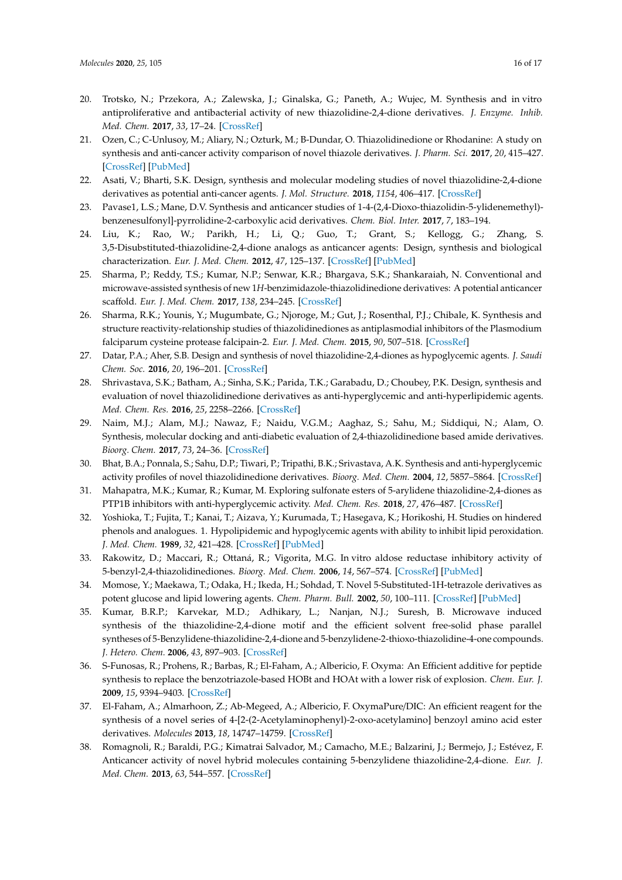20. Trotsko, N.; Przekora, A.; Zalewska, J.; Ginalska, G.; Paneth, A.; Wujec, M. Synthesis and in vitro antiproliferative and antibacterial activity of new thiazolidine-2,4-dione derivatives. *J. Enzyme. Inhib. Med. Chem.* **2017**, *33*, 17–24. [CrossRef]
21. Ozen, C.; C-Unlusoy, M.; Aliary, N.; Ozturk, M.; B-Dundar, O. Thiazolidinedione or Rhodanine: A study on synthesis and anti-cancer activity comparison of novel thiazole derivatives. *J. Pharm. Sci.* **2017**, *20*, 415–427. [CrossRef] [PubMed]
22. Asati, V.; Bharti, S.K. Design, synthesis and molecular modeling studies of novel thiazolidine-2,4-dione derivatives as potential anti-cancer agents. *J. Mol. Structure.* **2018**, *1154*, 406–417. [CrossRef]
23. Pavase1, L.S.; Mane, D.V. Synthesis and anticancer studies of 1-4-(2,4-Dioxo-thiazolidin-5-ylidenemethyl)-benzenesulfonyl]-pyrrolidine-2-carboxylic acid derivatives. *Chem. Biol. Inter.* **2017**, *7*, 183–194.
24. Liu, K.; Rao, W.; Parikh, H.; Li, Q.; Guo, T.; Grant, S.; Kellogg, G.; Zhang, S. 3,5-Disubstituted-thiazolidine-2,4-dione analogs as anticancer agents: Design, synthesis and biological characterization. *Eur. J. Med. Chem.* **2012**, *47*, 125–137. [CrossRef] [PubMed]
25. Sharma, P.; Reddy, T.S.; Kumar, N.P.; Senwar, K.R.; Bhargava, S.K.; Shankaraiah, N. Conventional and microwave-assisted synthesis of new 1*H*-benzimidazole-thiazolidinedione derivatives: A potential anticancer scaffold. *Eur. J. Med. Chem.* **2017**, *138*, 234–245. [CrossRef]
26. Sharma, R.K.; Younis, Y.; Mugumbate, G.; Njoroge, M.; Gut, J.; Rosenthal, P.J.; Chibale, K. Synthesis and structure reactivity-relationship studies of thiazolidinediones as antiplasmodial inhibitors of the Plasmodium falciparum cysteine protease falcipain-2. *Eur. J. Med. Chem.* **2015**, *90*, 507–518. [CrossRef]
27. Datar, P.A.; Aher, S.B. Design and synthesis of novel thiazolidine-2,4-diones as hypoglycemic agents. *J. Saudi Chem. Soc.* **2016**, *20*, 196–201. [CrossRef]
28. Shrivastava, S.K.; Batham, A.; Sinha, S.K.; Parida, T.K.; Garabadu, D.; Choubey, P.K. Design, synthesis and evaluation of novel thiazolidinedione derivatives as anti-hyperglycemic and anti-hyperlipidemic agents. *Med. Chem. Res.* **2016**, *25*, 2258–2266. [CrossRef]
29. Naim, M.J.; Alam, M.J.; Nawaz, F.; Naidu, V.G.M.; Aaghaz, S.; Sahu, M.; Siddiqui, N.; Alam, O. Synthesis, molecular docking and anti-diabetic evaluation of 2,4-thiazolidinedione based amide derivatives. *Bioorg. Chem.* **2017**, *73*, 24–36. [CrossRef]
30. Bhat, B.A.; Ponnala, S.; Sahu, D.P.; Tiwari, P.; Tripathi, B.K.; Srivastava, A.K. Synthesis and anti-hyperglycemic activity profiles of novel thiazolidinedione derivatives. *Bioorg. Med. Chem.* **2004**, *12*, 5857–5864. [CrossRef]
31. Mahapatra, M.K.; Kumar, R.; Kumar, M. Exploring sulfonate esters of 5-arylidene thiazolidine-2,4-diones as PTP1B inhibitors with anti-hyperglycemic activity. *Med. Chem. Res.* **2018**, *27*, 476–487. [CrossRef]
32. Yoshioka, T.; Fujita, T.; Kanai, T.; Aizava, Y.; Kurumada, T.; Hasegava, K.; Horikoshi, H. Studies on hindered phenols and analogues. 1. Hypolipidemic and hypoglycemic agents with ability to inhibit lipid peroxidation. *J. Med. Chem.* **1989**, *32*, 421–428. [CrossRef] [PubMed]
33. Rakowitz, D.; Maccari, R.; Ottaná, R.; Vigorita, M.G. In vitro aldose reductase inhibitory activity of 5-benzyl-2,4-thiazolidinediones. *Bioorg. Med. Chem.* **2006**, *14*, 567–574. [CrossRef] [PubMed]
34. Momose, Y.; Maekawa, T.; Odaka, H.; Ikeda, H.; Sohdad, T. Novel 5-Substituted-1H-tetrazole derivatives as potent glucose and lipid lowering agents. *Chem. Pharm. Bull.* **2002**, *50*, 100–111. [CrossRef] [PubMed]
35. Kumar, B.R.P.; Karvekar, M.D.; Adhikary, L.; Nanjan, N.J.; Suresh, B. Microwave induced synthesis of the thiazolidine-2,4-dione motif and the efficient solvent free-solid phase parallel syntheses of 5-Benzylidene-thiazolidine-2,4-dione and 5-benzylidene-2-thioxo-thiazolidine-4-one compounds. *J. Hetero. Chem.* **2006**, *43*, 897–903. [CrossRef]
36. S-Funosas, R.; Prohens, R.; Barbas, R.; El-Faham, A.; Albericio, F. Oxyma: An Efficient additive for peptide synthesis to replace the benzotriazole-based HOBt and HOAt with a lower risk of explosion. *Chem. Eur. J.* **2009**, *15*, 9394–9403. [CrossRef]
37. El-Faham, A.; Almarhoon, Z.; Ab-Megeed, A.; Albericio, F. OxymaPure/DIC: An efficient reagent for the synthesis of a novel series of 4-[2-(2-Acetylaminophenyl)-2-oxo-acetylamino] benzoyl amino acid ester derivatives. *Molecules* **2013**, *18*, 14747–14759. [CrossRef]
38. Romagnoli, R.; Baraldi, P.G.; Kimatrai Salvador, M.; Camacho, M.E.; Balzarini, J.; Bermejo, J.; Estévez, F. Anticancer activity of novel hybrid molecules containing 5-benzylidene thiazolidine-2,4-dione. *Eur. J. Med. Chem.* **2013**, *63*, 544–557. [CrossRef]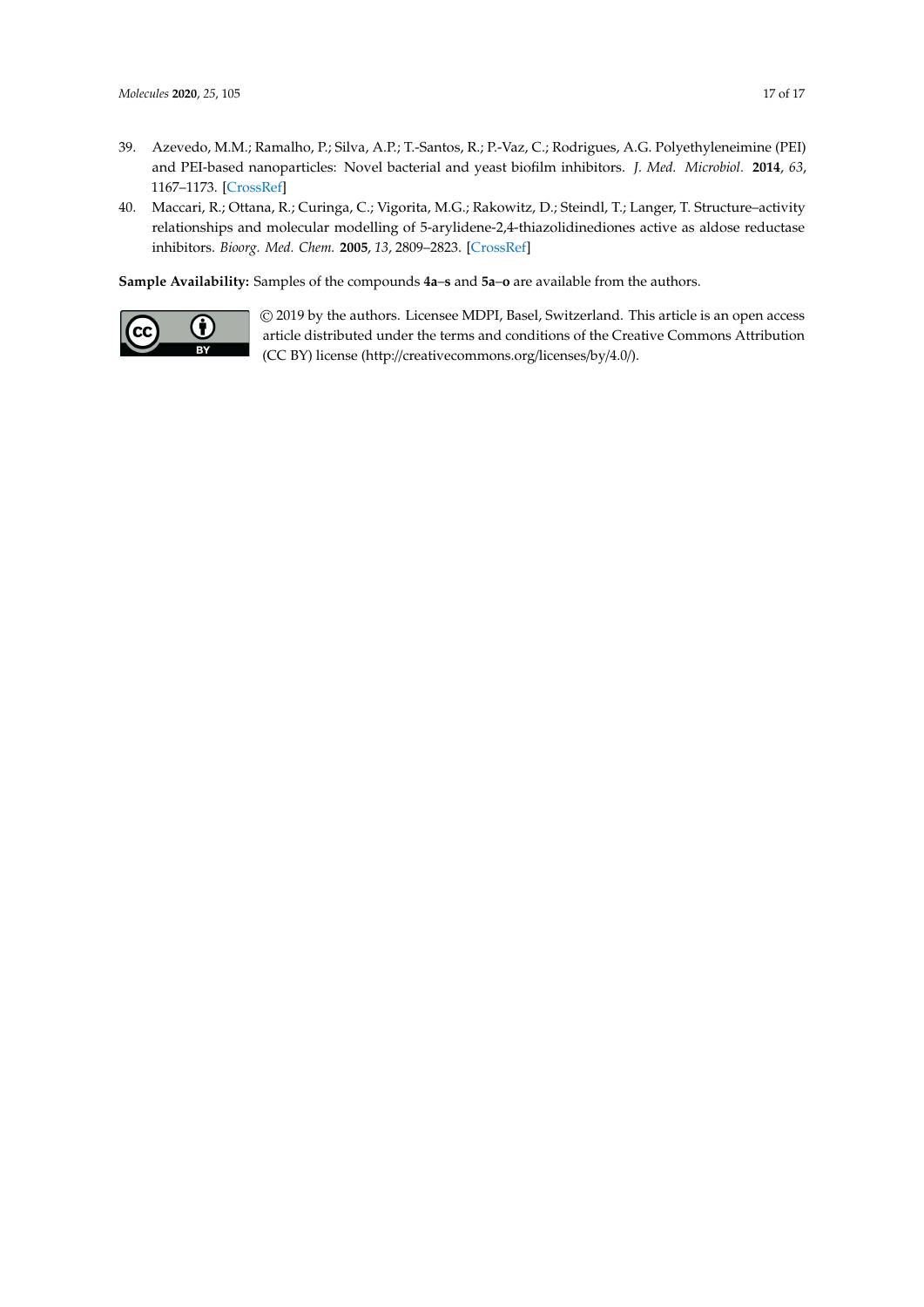39. Azevedo, M.M.; Ramalho, P.; Silva, A.P.; T.-Santos, R.; P.-Vaz, C.; Rodrigues, A.G. Polyethyleneimine (PEI) and PEI-based nanoparticles: Novel bacterial and yeast biofilm inhibitors. *J. Med. Microbiol.* **2014**, *63*, 1167–1173. [CrossRef]
40. Maccari, R.; Ottana, R.; Curinga, C.; Vigorita, M.G.; Rakowitz, D.; Steindl, T.; Langer, T. Structure–activity relationships and molecular modelling of 5-arylidene-2,4-thiazolidinediones active as aldose reductase inhibitors. *Bioorg. Med. Chem.* **2005**, *13*, 2809–2823. [CrossRef]

**Sample Availability:** Samples of the compounds **4a**–**s** and **5a**–**o** are available from the authors.

© 2019 by the authors. Licensee MDPI, Basel, Switzerland. This article is an open access article distributed under the terms and conditions of the Creative Commons Attribution (CC BY) license (http://creativecommons.org/licenses/by/4.0/).